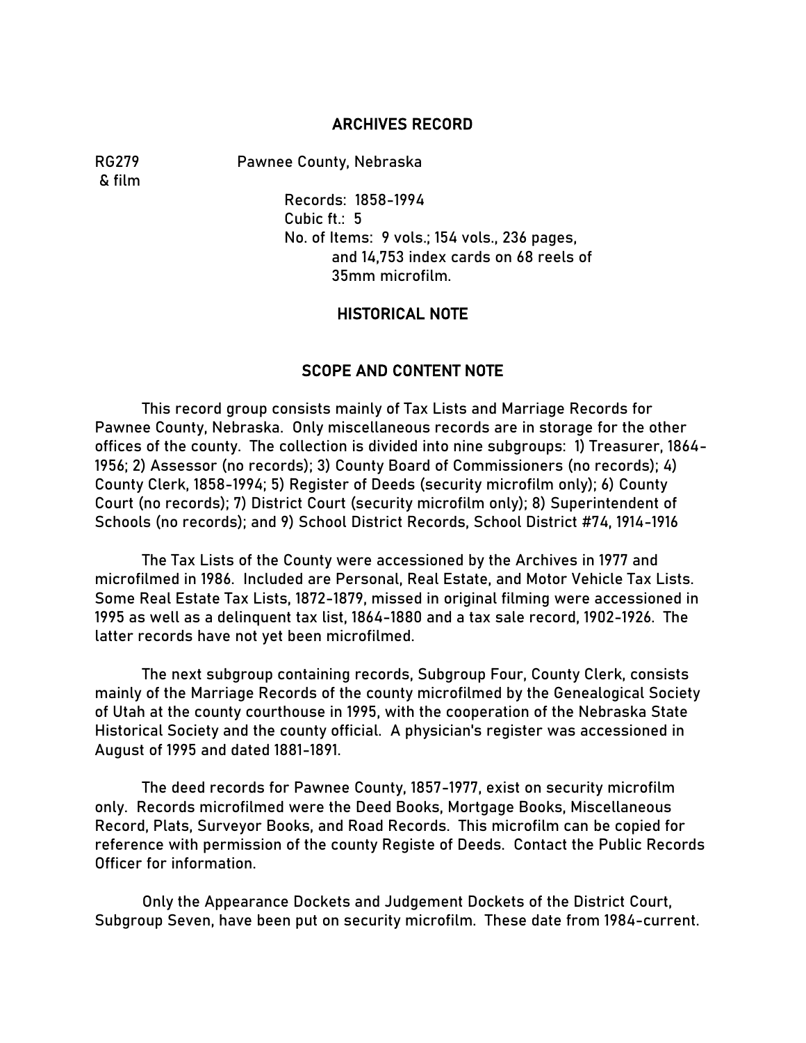## ARCHIVES RECORD

RG279 & film

Pawnee County, Nebraska

Records: 1858-1994
Cubic ft.: 5
No. of Items: 9 vols.; 154 vols., 236 pages, and 14,753 index cards on 68 reels of 35mm microfilm.

## HISTORICAL NOTE

## SCOPE AND CONTENT NOTE

This record group consists mainly of Tax Lists and Marriage Records for Pawnee County, Nebraska. Only miscellaneous records are in storage for the other offices of the county. The collection is divided into nine subgroups: 1) Treasurer, 1864-1956; 2) Assessor (no records); 3) County Board of Commissioners (no records); 4) County Clerk, 1858-1994; 5) Register of Deeds (security microfilm only); 6) County Court (no records); 7) District Court (security microfilm only); 8) Superintendent of Schools (no records); and 9) School District Records, School District #74, 1914-1916

The Tax Lists of the County were accessioned by the Archives in 1977 and microfilmed in 1986. Included are Personal, Real Estate, and Motor Vehicle Tax Lists. Some Real Estate Tax Lists, 1872-1879, missed in original filming were accessioned in 1995 as well as a delinquent tax list, 1864-1880 and a tax sale record, 1902-1926. The latter records have not yet been microfilmed.

The next subgroup containing records, Subgroup Four, County Clerk, consists mainly of the Marriage Records of the county microfilmed by the Genealogical Society of Utah at the county courthouse in 1995, with the cooperation of the Nebraska State Historical Society and the county official. A physician's register was accessioned in August of 1995 and dated 1881-1891.

The deed records for Pawnee County, 1857-1977, exist on security microfilm only. Records microfilmed were the Deed Books, Mortgage Books, Miscellaneous Record, Plats, Surveyor Books, and Road Records. This microfilm can be copied for reference with permission of the county Registe of Deeds. Contact the Public Records Officer for information.

Only the Appearance Dockets and Judgement Dockets of the District Court, Subgroup Seven, have been put on security microfilm. These date from 1984-current.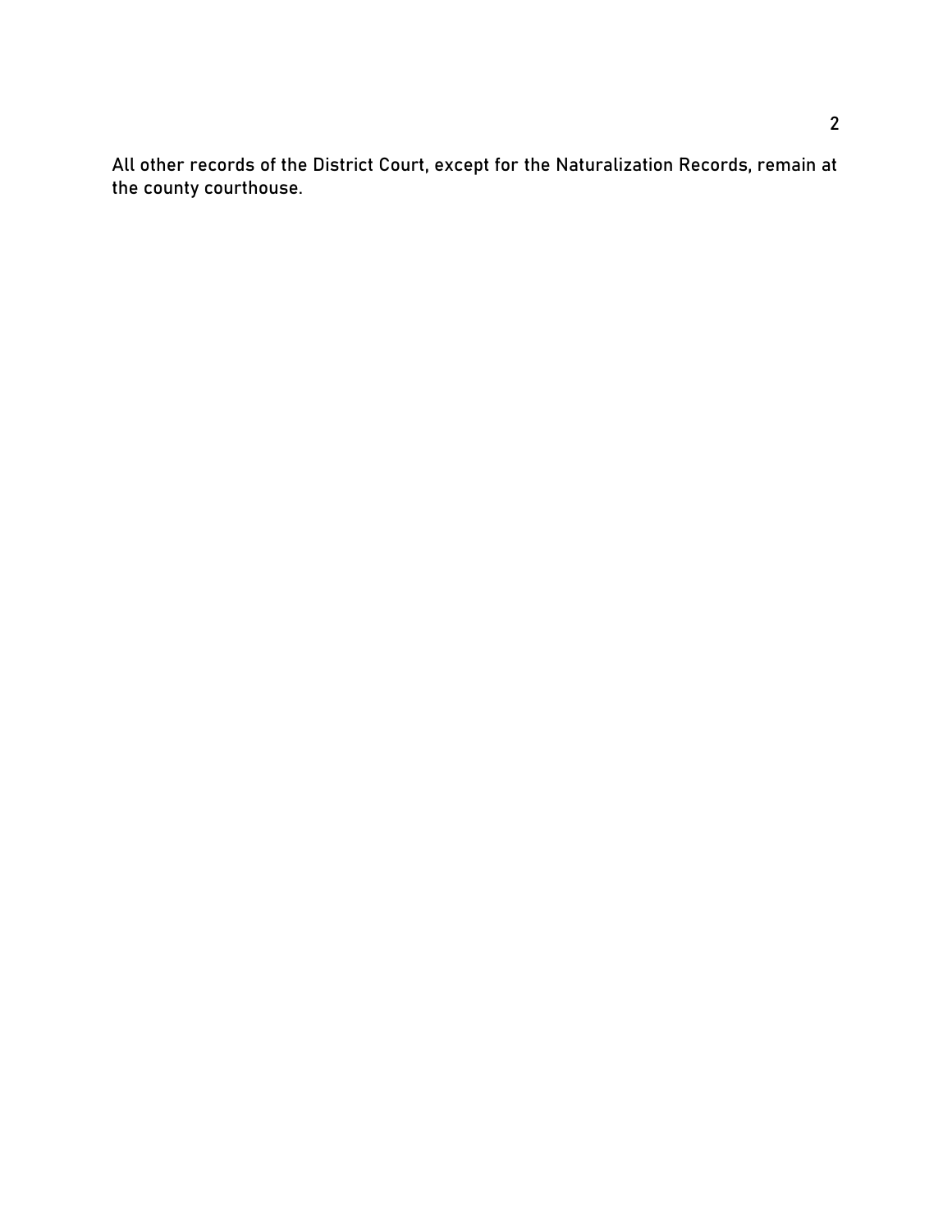All other records of the District Court, except for the Naturalization Records, remain at the county courthouse.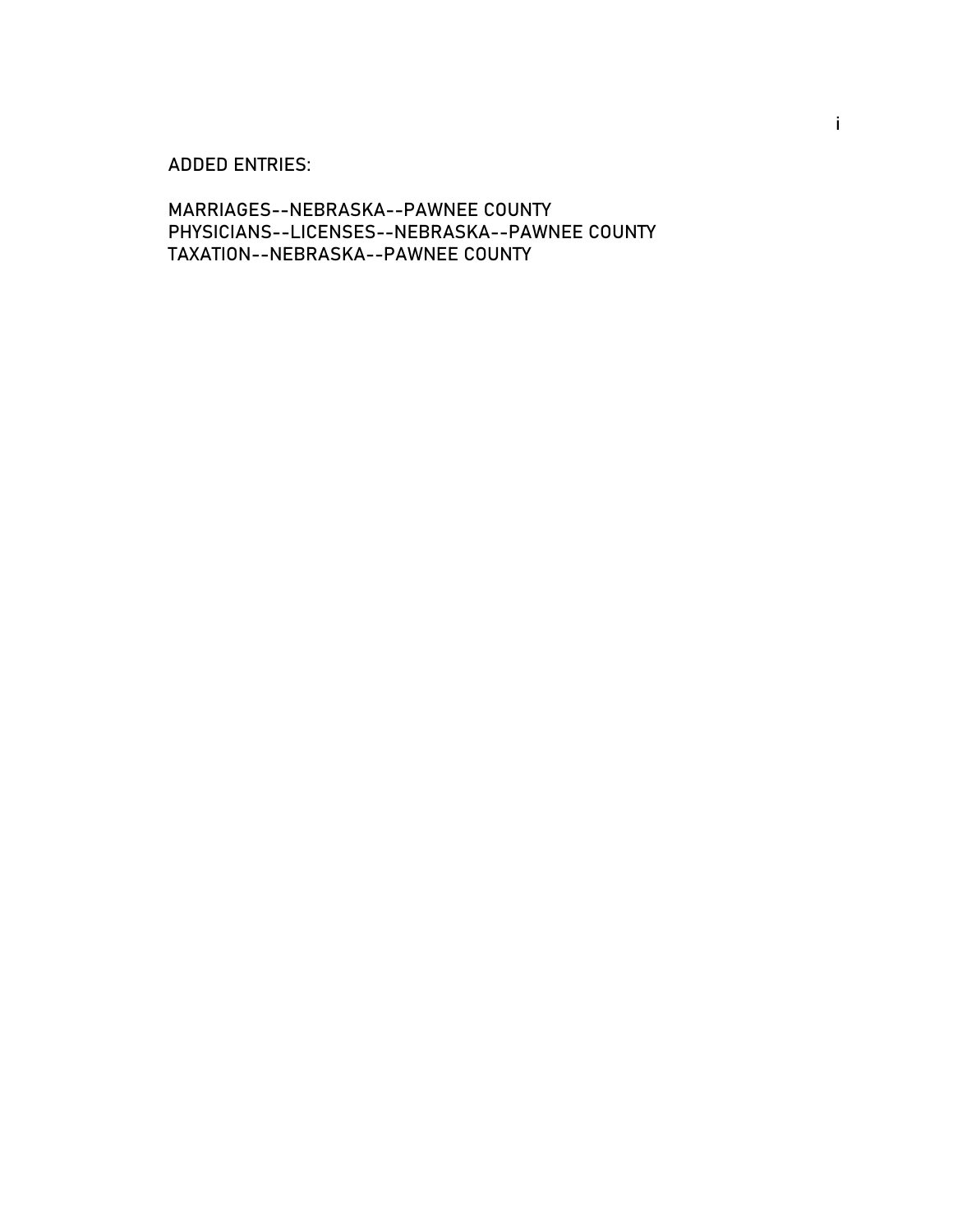ADDED ENTRIES:

MARRIAGES--NEBRASKA--PAWNEE COUNTY
PHYSICIANS--LICENSES--NEBRASKA--PAWNEE COUNTY
TAXATION--NEBRASKA--PAWNEE COUNTY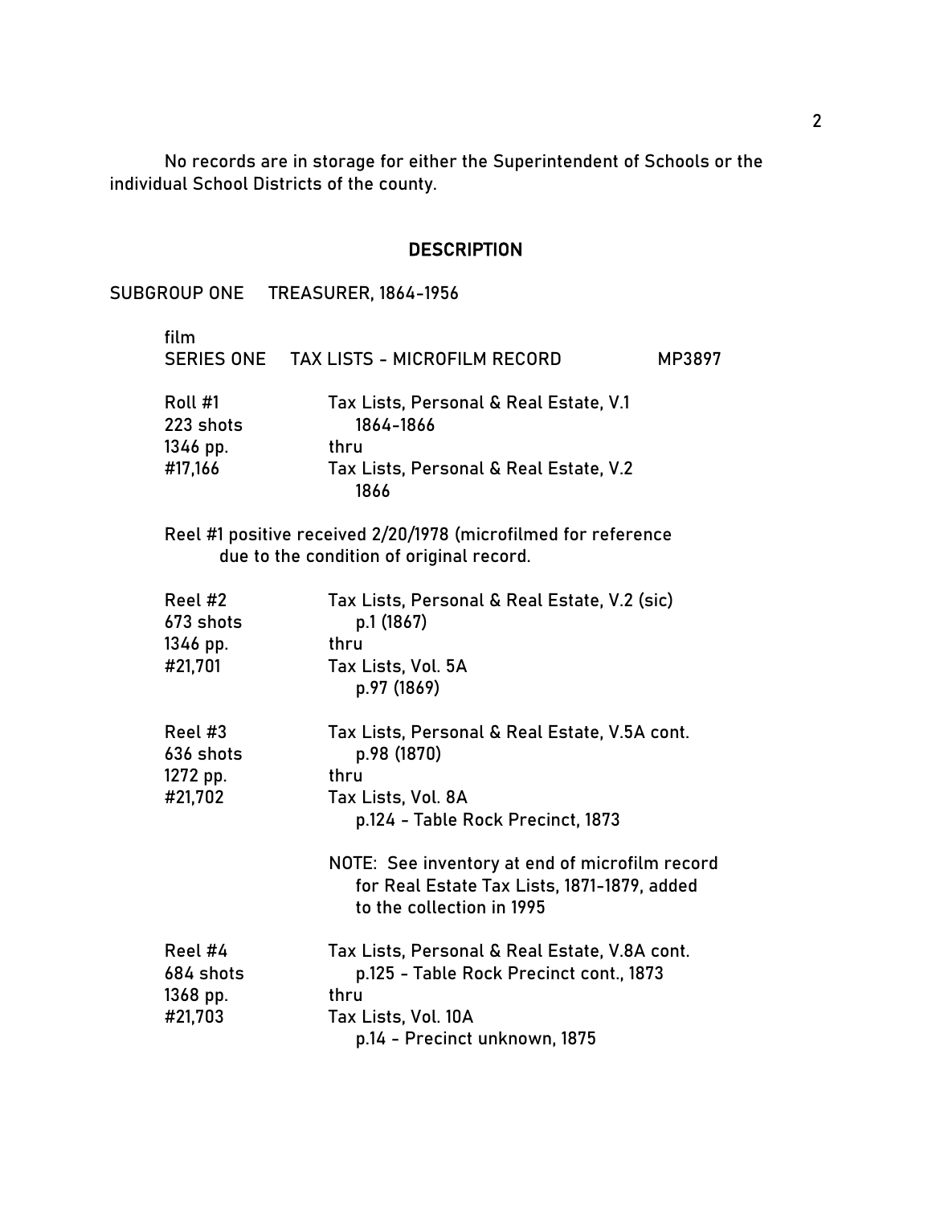No records are in storage for either the Superintendent of Schools or the individual School Districts of the county.

## DESCRIPTION

SUBGROUP ONE TREASURER, 1864-1956

film
SERIES ONE TAX LISTS - MICROFILM RECORD MP3897

| | |
|---|---|
| Roll #1<br>223 shots<br>1346 pp.<br>#17,166 | Tax Lists, Personal & Real Estate, V.1<br>1864-1866<br>thru<br>Tax Lists, Personal & Real Estate, V.2<br>1866 |

Reel #1 positive received 2/20/1978 (microfilmed for reference due to the condition of original record.

| | |
|---|---|
| Reel #2<br>673 shots<br>1346 pp.<br>#21,701 | Tax Lists, Personal & Real Estate, V.2 (sic)<br>p.1 (1867)<br>thru<br>Tax Lists, Vol. 5A<br>p.97 (1869) |
| Reel #3<br>636 shots<br>1272 pp.<br>#21,702 | Tax Lists, Personal & Real Estate, V.5A cont.<br>p.98 (1870)<br>thru<br>Tax Lists, Vol. 8A<br>p.124 - Table Rock Precinct, 1873<br><br>NOTE: See inventory at end of microfilm record for Real Estate Tax Lists, 1871-1879, added to the collection in 1995 |
| Reel #4<br>684 shots<br>1368 pp.<br>#21,703 | Tax Lists, Personal & Real Estate, V.8A cont.<br>p.125 - Table Rock Precinct cont., 1873<br>thru<br>Tax Lists, Vol. 10A<br>p.14 - Precinct unknown, 1875 |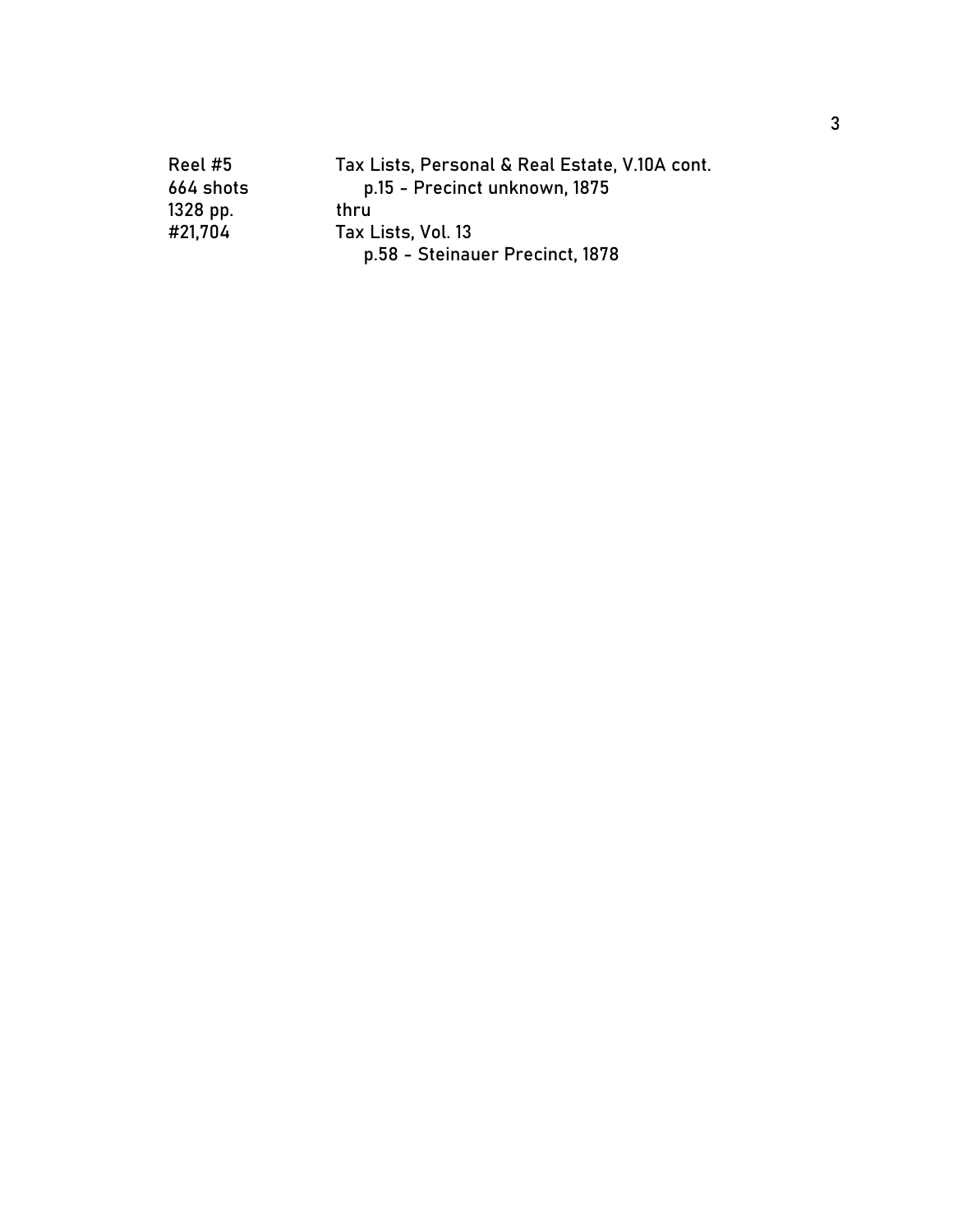| | |
|---|---|
| Reel #5 | Tax Lists, Personal & Real Estate, V.10A cont. |
| 664 shots | p.15 - Precinct unknown, 1875 |
| 1328 pp. | thru |
| #21,704 | Tax Lists, Vol. 13 |
| | p.58 - Steinauer Precinct, 1878 |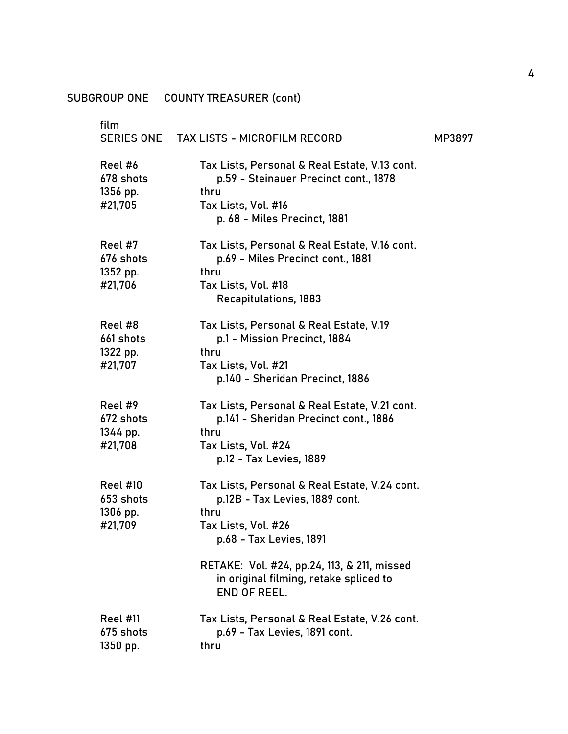SUBGROUP ONE COUNTY TREASURER (cont)

film
SERIES ONE TAX LISTS - MICROFILM RECORD MP3897

| | |
|---|---|
| Reel #6<br>678 shots<br>1356 pp.<br>#21,705 | Tax Lists, Personal & Real Estate, V.13 cont.<br>p.59 - Steinauer Precinct cont., 1878<br>thru<br>Tax Lists, Vol. #16<br>p. 68 - Miles Precinct, 1881 |
| Reel #7<br>676 shots<br>1352 pp.<br>#21,706 | Tax Lists, Personal & Real Estate, V.16 cont.<br>p.69 - Miles Precinct cont., 1881<br>thru<br>Tax Lists, Vol. #18<br>Recapitulations, 1883 |
| Reel #8<br>661 shots<br>1322 pp.<br>#21,707 | Tax Lists, Personal & Real Estate, V.19<br>p.1 - Mission Precinct, 1884<br>thru<br>Tax Lists, Vol. #21<br>p.140 - Sheridan Precinct, 1886 |
| Reel #9<br>672 shots<br>1344 pp.<br>#21,708 | Tax Lists, Personal & Real Estate, V.21 cont.<br>p.141 - Sheridan Precinct cont., 1886<br>thru<br>Tax Lists, Vol. #24<br>p.12 - Tax Levies, 1889 |
| Reel #10<br>653 shots<br>1306 pp.<br>#21,709 | Tax Lists, Personal & Real Estate, V.24 cont.<br>p.12B - Tax Levies, 1889 cont.<br>thru<br>Tax Lists, Vol. #26<br>p.68 - Tax Levies, 1891<br><br>RETAKE: Vol. #24, pp.24, 113, & 211, missed in original filming, retake spliced to END OF REEL. |
| Reel #11<br>675 shots<br>1350 pp. | Tax Lists, Personal & Real Estate, V.26 cont.<br>p.69 - Tax Levies, 1891 cont.<br>thru |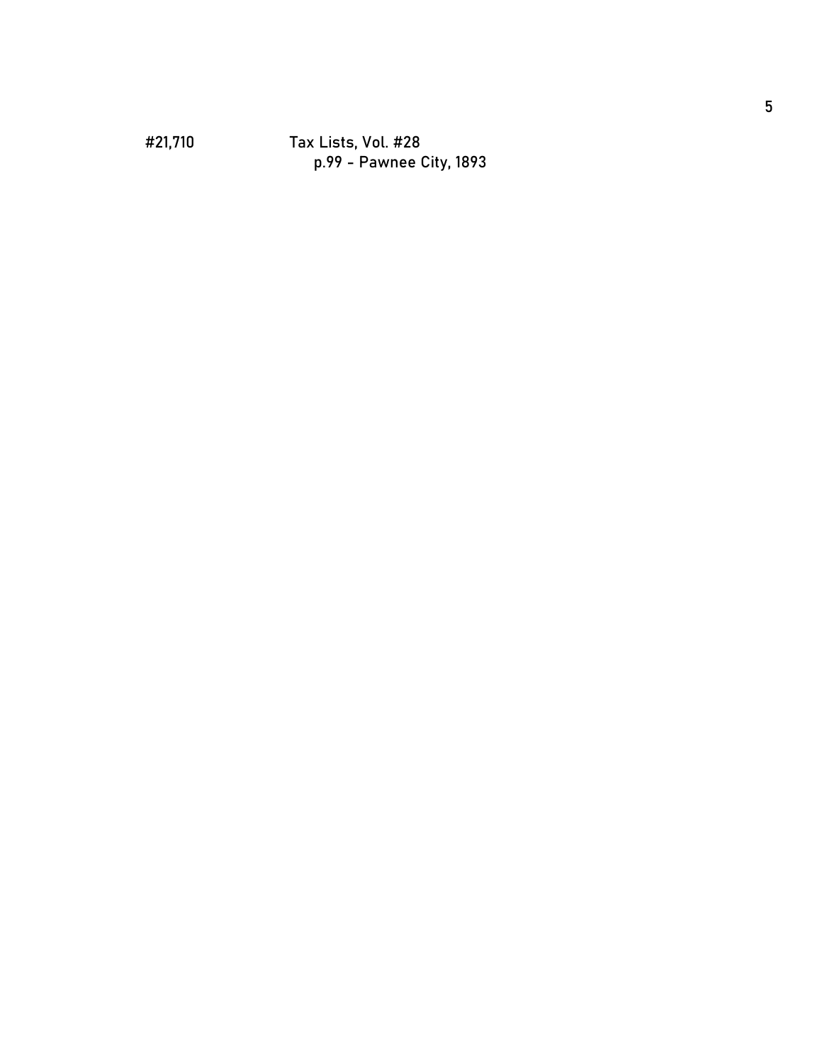#21,710 Tax Lists, Vol. #28

p.99 - Pawnee City, 1893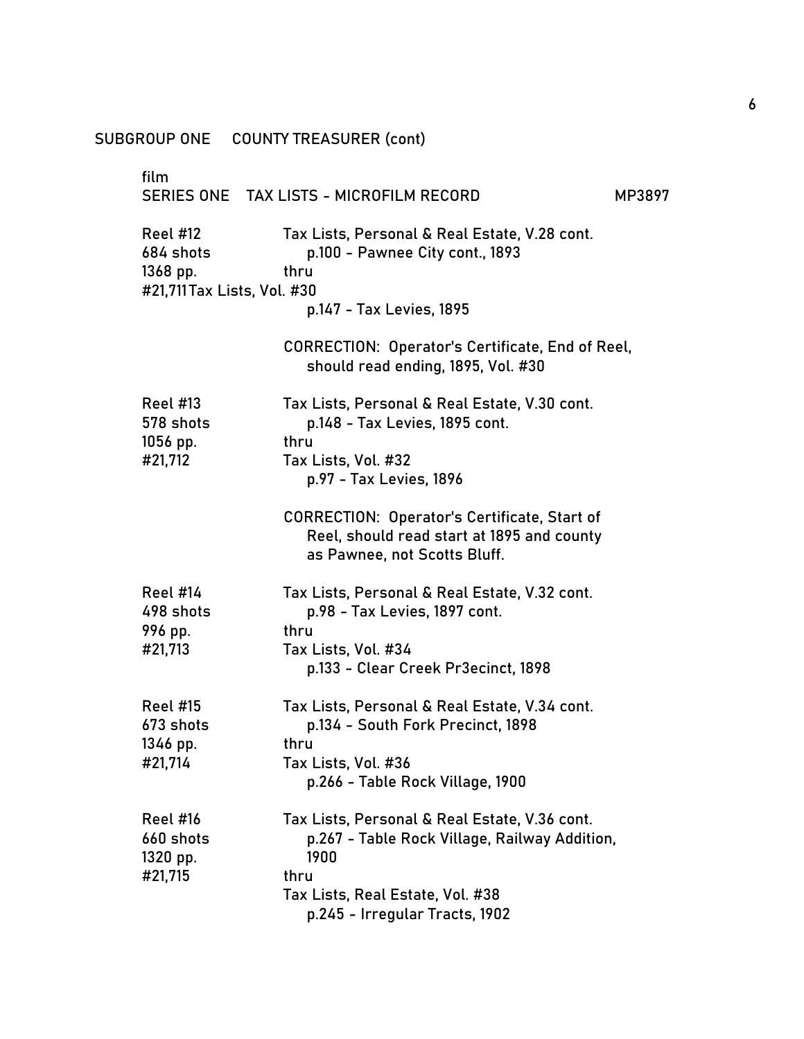SUBGROUP ONE COUNTY TREASURER (cont)

film
SERIES ONE TAX LISTS - MICROFILM RECORD MP3897

| | |
|---|---|
| Reel #12<br>684 shots<br>1368 pp.<br>#21,711 | Tax Lists, Personal & Real Estate, V.28 cont.<br>p.100 - Pawnee City cont., 1893<br>thru<br>Tax Lists, Vol. #30<br>p.147 - Tax Levies, 1895<br><br>CORRECTION: Operator's Certificate, End of Reel, should read ending, 1895, Vol. #30 |
| Reel #13<br>578 shots<br>1056 pp.<br>#21,712 | Tax Lists, Personal & Real Estate, V.30 cont.<br>p.148 - Tax Levies, 1895 cont.<br>thru<br>Tax Lists, Vol. #32<br>p.97 - Tax Levies, 1896<br><br>CORRECTION: Operator's Certificate, Start of Reel, should read start at 1895 and county as Pawnee, not Scotts Bluff. |
| Reel #14<br>498 shots<br>996 pp.<br>#21,713 | Tax Lists, Personal & Real Estate, V.32 cont.<br>p.98 - Tax Levies, 1897 cont.<br>thru<br>Tax Lists, Vol. #34<br>p.133 - Clear Creek Pr3ecinct, 1898 |
| Reel #15<br>673 shots<br>1346 pp.<br>#21,714 | Tax Lists, Personal & Real Estate, V.34 cont.<br>p.134 - South Fork Precinct, 1898<br>thru<br>Tax Lists, Vol. #36<br>p.266 - Table Rock Village, 1900 |
| Reel #16<br>660 shots<br>1320 pp.<br>#21,715 | Tax Lists, Personal & Real Estate, V.36 cont.<br>p.267 - Table Rock Village, Railway Addition, 1900<br>thru<br>Tax Lists, Real Estate, Vol. #38<br>p.245 - Irregular Tracts, 1902 |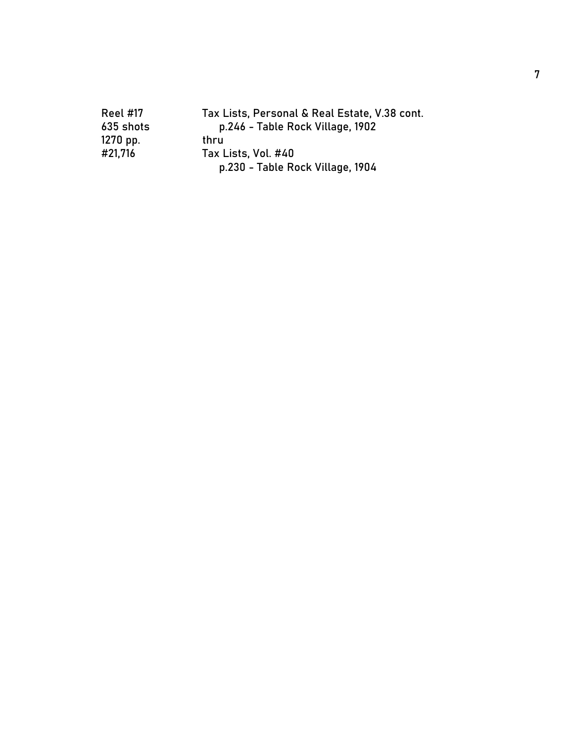| | |
|---|---|
| Reel #17 | Tax Lists, Personal & Real Estate, V.38 cont. |
| 635 shots | p.246 - Table Rock Village, 1902 |
| 1270 pp. | thru |
| #21,716 | Tax Lists, Vol. #40 |
| | p.230 - Table Rock Village, 1904 |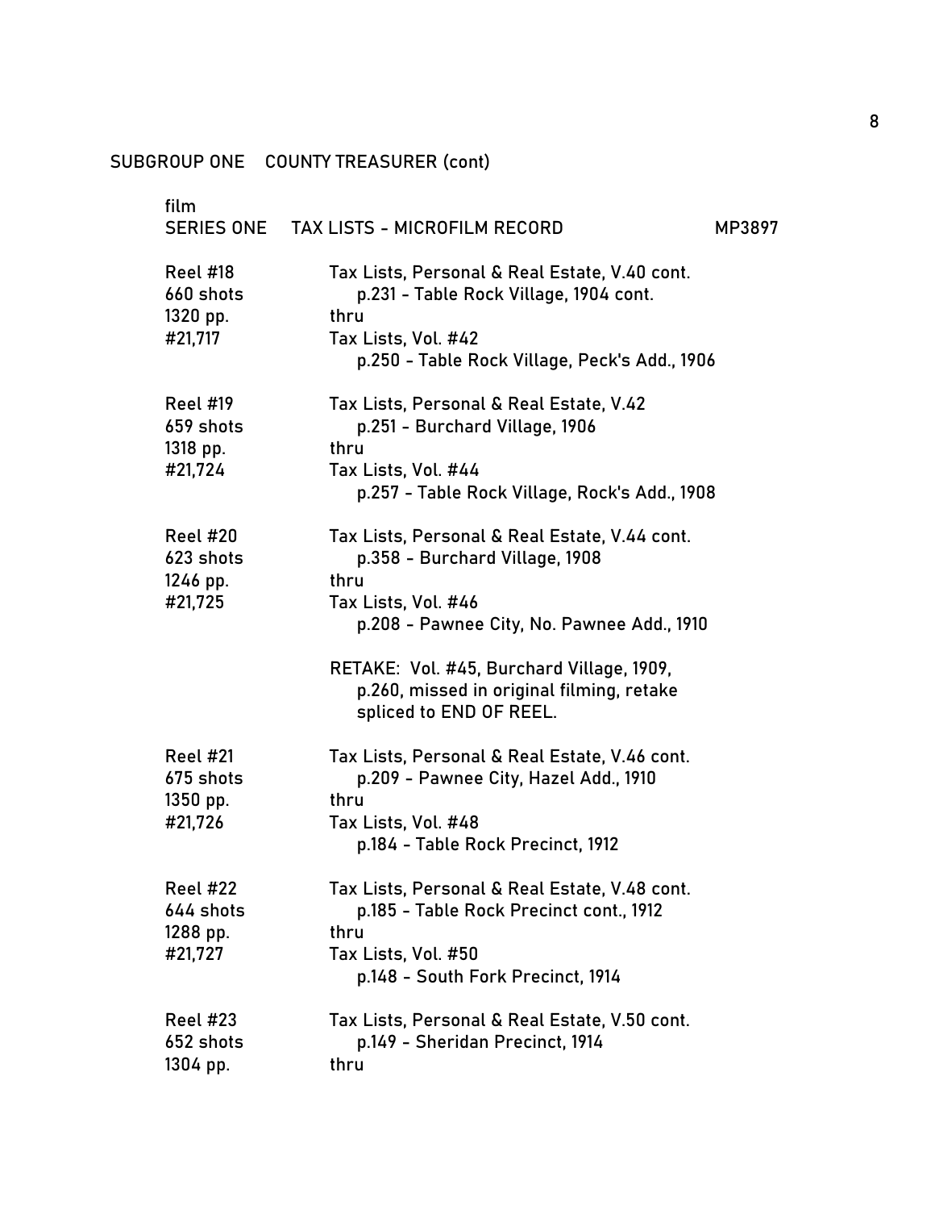SUBGROUP ONE  COUNTY TREASURER (cont)

film
SERIES ONE  TAX LISTS - MICROFILM RECORD  MP3897

| | |
|---|---|
| Reel #18<br>660 shots<br>1320 pp.<br>#21,717 | Tax Lists, Personal & Real Estate, V.40 cont.<br>p.231 - Table Rock Village, 1904 cont.<br>thru<br>Tax Lists, Vol. #42<br>p.250 - Table Rock Village, Peck's Add., 1906 |
| Reel #19<br>659 shots<br>1318 pp.<br>#21,724 | Tax Lists, Personal & Real Estate, V.42<br>p.251 - Burchard Village, 1906<br>thru<br>Tax Lists, Vol. #44<br>p.257 - Table Rock Village, Rock's Add., 1908 |
| Reel #20<br>623 shots<br>1246 pp.<br>#21,725 | Tax Lists, Personal & Real Estate, V.44 cont.<br>p.358 - Burchard Village, 1908<br>thru<br>Tax Lists, Vol. #46<br>p.208 - Pawnee City, No. Pawnee Add., 1910<br><br>RETAKE: Vol. #45, Burchard Village, 1909, p.260, missed in original filming, retake spliced to END OF REEL. |
| Reel #21<br>675 shots<br>1350 pp.<br>#21,726 | Tax Lists, Personal & Real Estate, V.46 cont.<br>p.209 - Pawnee City, Hazel Add., 1910<br>thru<br>Tax Lists, Vol. #48<br>p.184 - Table Rock Precinct, 1912 |
| Reel #22<br>644 shots<br>1288 pp.<br>#21,727 | Tax Lists, Personal & Real Estate, V.48 cont.<br>p.185 - Table Rock Precinct cont., 1912<br>thru<br>Tax Lists, Vol. #50<br>p.148 - South Fork Precinct, 1914 |
| Reel #23<br>652 shots<br>1304 pp. | Tax Lists, Personal & Real Estate, V.50 cont.<br>p.149 - Sheridan Precinct, 1914<br>thru |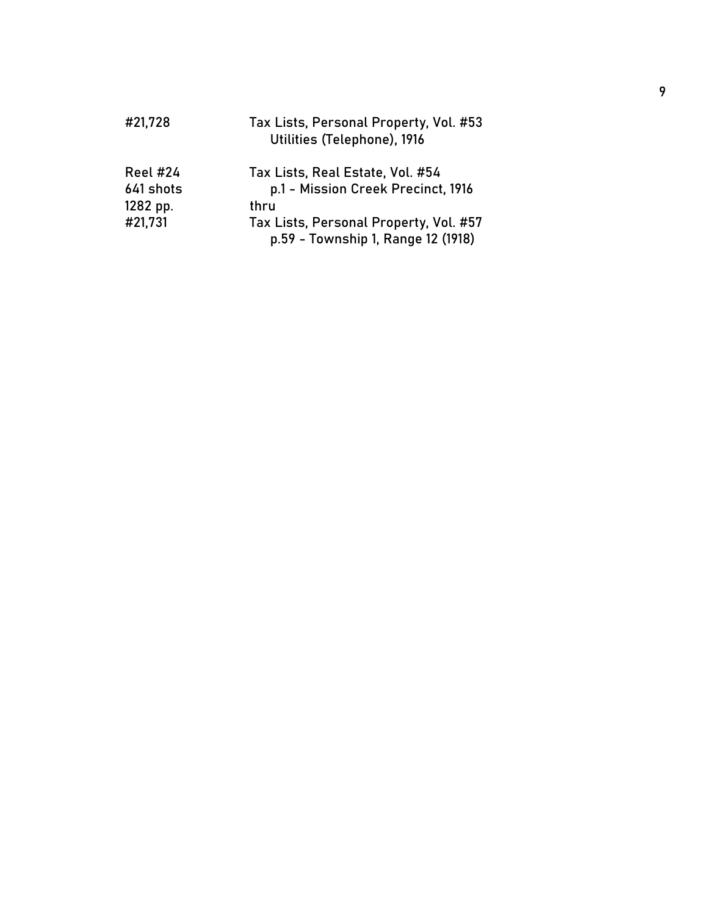| | |
|---|---|
| #21,728 | Tax Lists, Personal Property, Vol. #53<br>Utilities (Telephone), 1916 |
| Reel #24<br>641 shots<br>1282 pp.<br>#21,731 | Tax Lists, Real Estate, Vol. #54<br>p.1 - Mission Creek Precinct, 1916<br>thru<br>Tax Lists, Personal Property, Vol. #57<br>p.59 - Township 1, Range 12 (1918) |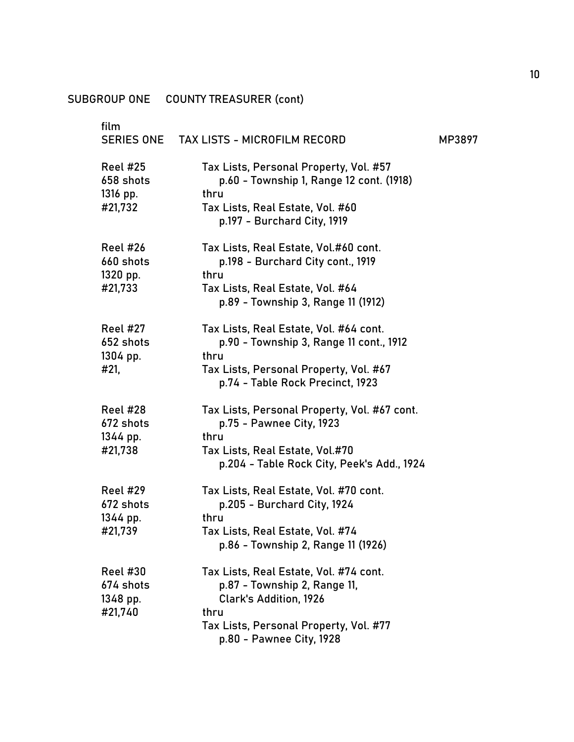SUBGROUP ONE COUNTY TREASURER (cont)

film

SERIES ONE TAX LISTS - MICROFILM RECORD MP3897

| | |
|---|---|
| Reel #25<br>658 shots<br>1316 pp.<br>#21,732 | Tax Lists, Personal Property, Vol. #57<br>p.60 - Township 1, Range 12 cont. (1918)<br>thru<br>Tax Lists, Real Estate, Vol. #60<br>p.197 - Burchard City, 1919 |
| Reel #26<br>660 shots<br>1320 pp.<br>#21,733 | Tax Lists, Real Estate, Vol.#60 cont.<br>p.198 - Burchard City cont., 1919<br>thru<br>Tax Lists, Real Estate, Vol. #64<br>p.89 - Township 3, Range 11 (1912) |
| Reel #27<br>652 shots<br>1304 pp.<br>#21, | Tax Lists, Real Estate, Vol. #64 cont.<br>p.90 - Township 3, Range 11 cont., 1912<br>thru<br>Tax Lists, Personal Property, Vol. #67<br>p.74 - Table Rock Precinct, 1923 |
| Reel #28<br>672 shots<br>1344 pp.<br>#21,738 | Tax Lists, Personal Property, Vol. #67 cont.<br>p.75 - Pawnee City, 1923<br>thru<br>Tax Lists, Real Estate, Vol.#70<br>p.204 - Table Rock City, Peek's Add., 1924 |
| Reel #29<br>672 shots<br>1344 pp.<br>#21,739 | Tax Lists, Real Estate, Vol. #70 cont.<br>p.205 - Burchard City, 1924<br>thru<br>Tax Lists, Real Estate, Vol. #74<br>p.86 - Township 2, Range 11 (1926) |
| Reel #30<br>674 shots<br>1348 pp.<br>#21,740 | Tax Lists, Real Estate, Vol. #74 cont.<br>p.87 - Township 2, Range 11,<br>Clark's Addition, 1926<br>thru<br>Tax Lists, Personal Property, Vol. #77<br>p.80 - Pawnee City, 1928 |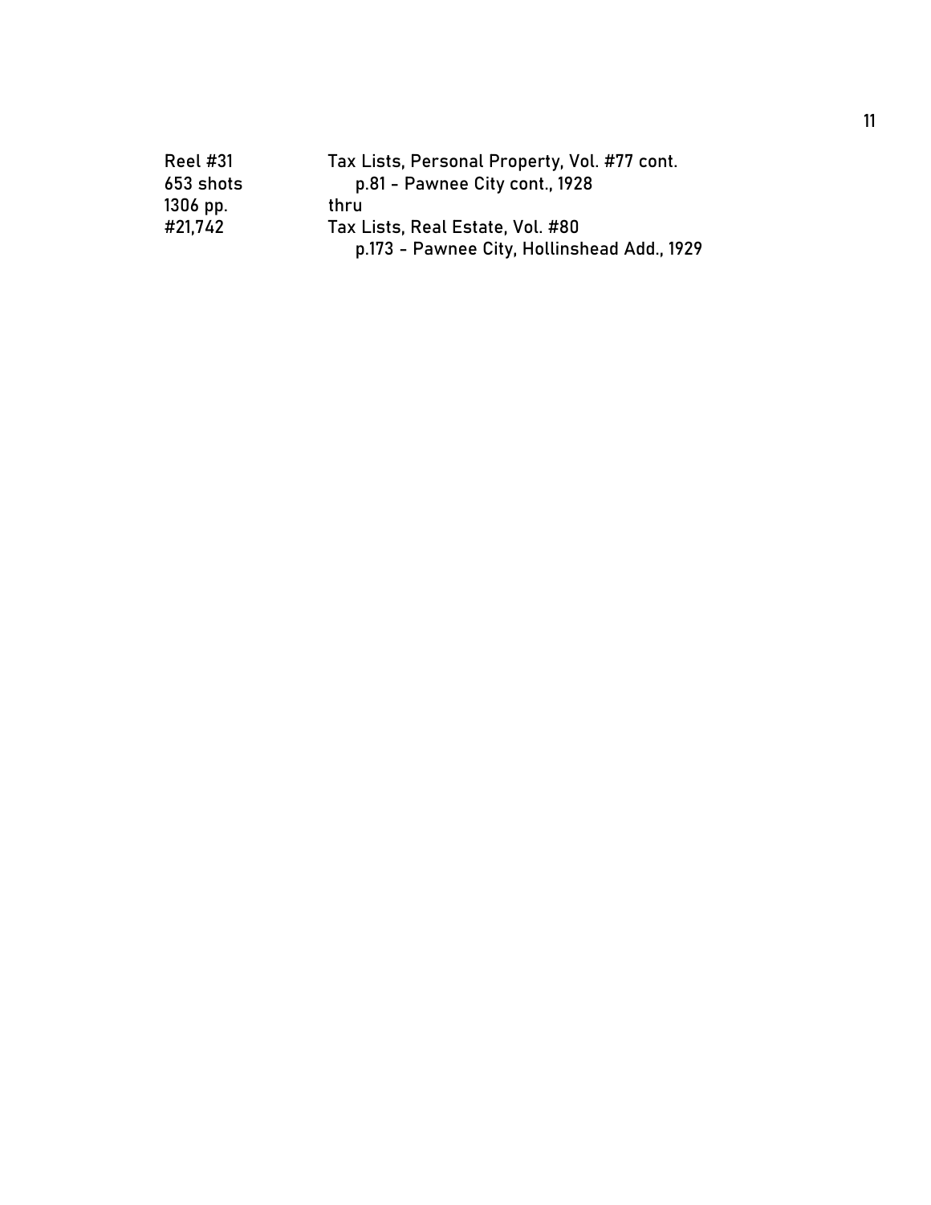| | |
|---|---|
| Reel #31 | Tax Lists, Personal Property, Vol. #77 cont. |
| 653 shots | p.81 - Pawnee City cont., 1928 |
| 1306 pp. | thru |
| #21,742 | Tax Lists, Real Estate, Vol. #80 |
| | p.173 - Pawnee City, Hollinshead Add., 1929 |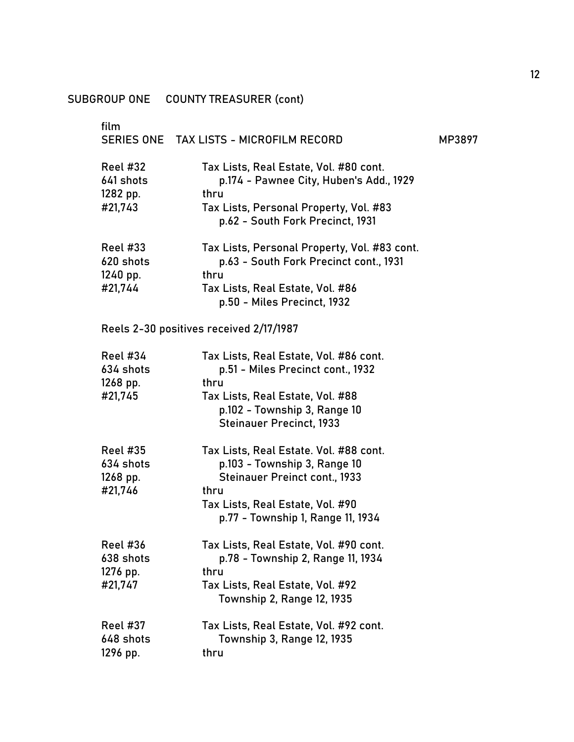SUBGROUP ONE COUNTY TREASURER (cont)

film
SERIES ONE TAX LISTS - MICROFILM RECORD MP3897

| | |
|---|---|
| Reel #32<br>641 shots<br>1282 pp.<br>#21,743 | Tax Lists, Real Estate, Vol. #80 cont.<br>p.174 - Pawnee City, Huben's Add., 1929<br>thru<br>Tax Lists, Personal Property, Vol. #83<br>p.62 - South Fork Precinct, 1931 |
| Reel #33<br>620 shots<br>1240 pp.<br>#21,744 | Tax Lists, Personal Property, Vol. #83 cont.<br>p.63 - South Fork Precinct cont., 1931<br>thru<br>Tax Lists, Real Estate, Vol. #86<br>p.50 - Miles Precinct, 1932 |

Reels 2-30 positives received 2/17/1987

| | |
|---|---|
| Reel #34<br>634 shots<br>1268 pp.<br>#21,745 | Tax Lists, Real Estate, Vol. #86 cont.<br>p.51 - Miles Precinct cont., 1932<br>thru<br>Tax Lists, Real Estate, Vol. #88<br>p.102 - Township 3, Range 10<br>Steinauer Precinct, 1933 |
| Reel #35<br>634 shots<br>1268 pp.<br>#21,746 | Tax Lists, Real Estate. Vol. #88 cont.<br>p.103 - Township 3, Range 10<br>Steinauer Preinct cont., 1933<br>thru<br>Tax Lists, Real Estate, Vol. #90<br>p.77 - Township 1, Range 11, 1934 |
| Reel #36<br>638 shots<br>1276 pp.<br>#21,747 | Tax Lists, Real Estate, Vol. #90 cont.<br>p.78 - Township 2, Range 11, 1934<br>thru<br>Tax Lists, Real Estate, Vol. #92<br>Township 2, Range 12, 1935 |
| Reel #37<br>648 shots<br>1296 pp. | Tax Lists, Real Estate, Vol. #92 cont.<br>Township 3, Range 12, 1935<br>thru |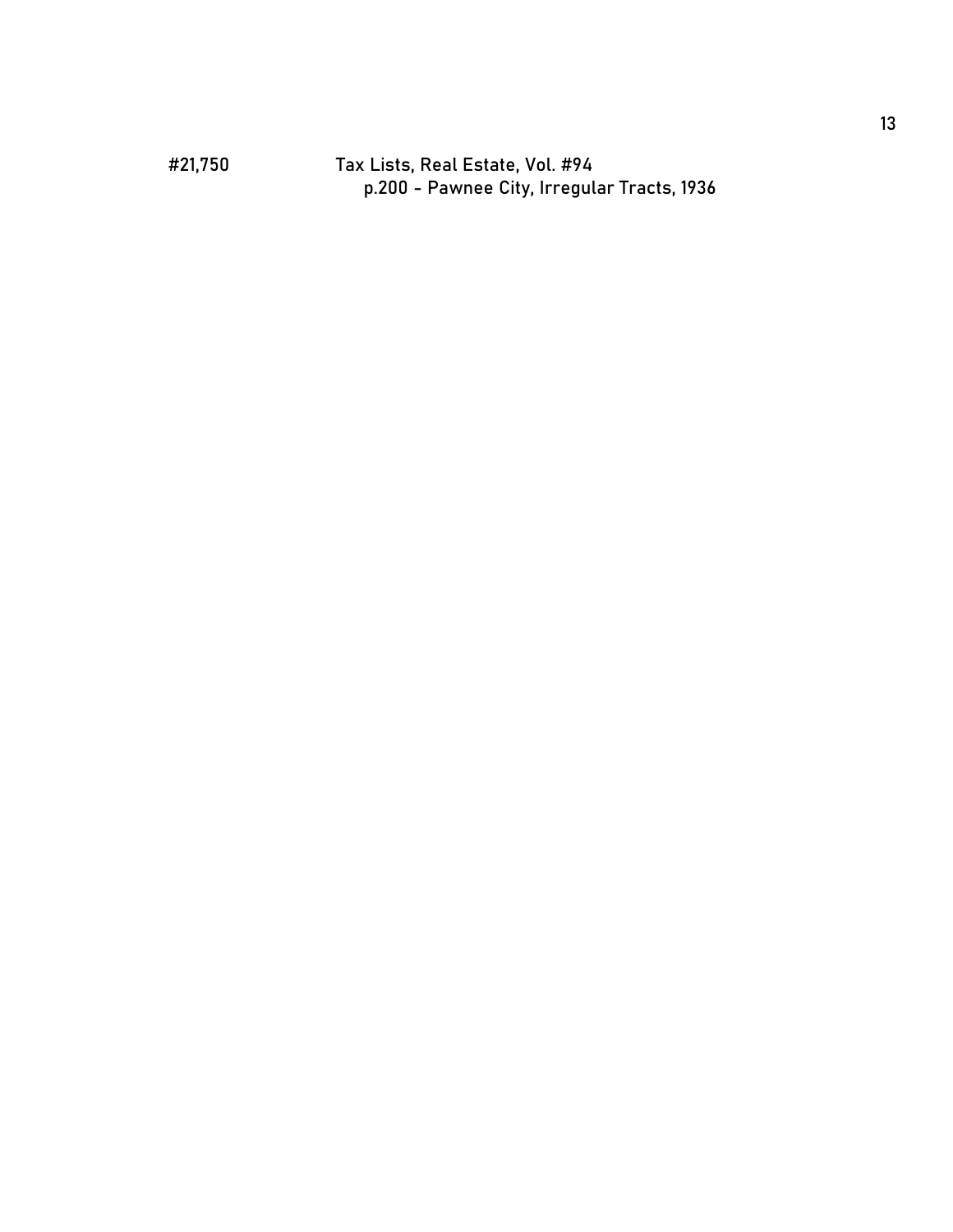#21,750 Tax Lists, Real Estate, Vol. #94

p.200 - Pawnee City, Irregular Tracts, 1936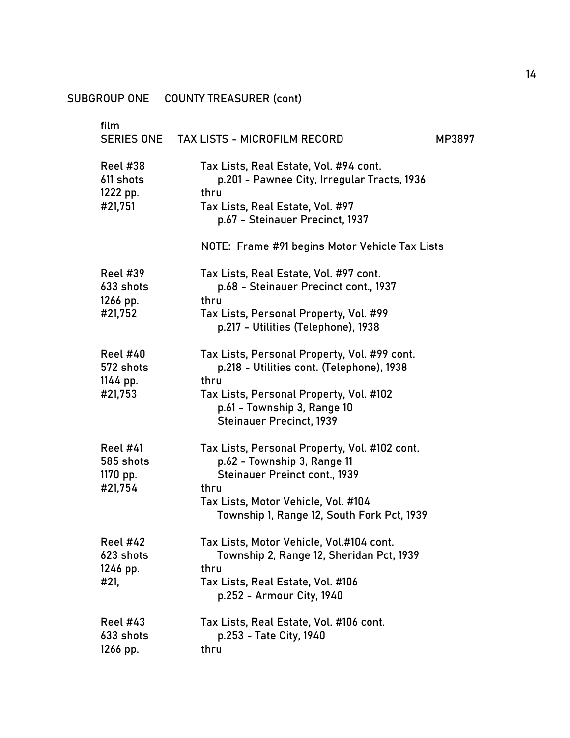SUBGROUP ONE    COUNTY TREASURER (cont)

film

SERIES ONE    TAX LISTS - MICROFILM RECORD    MP3897

| | |
|---|---|
| Reel #38<br>611 shots<br>1222 pp.<br>#21,751 | Tax Lists, Real Estate, Vol. #94 cont.<br>p.201 - Pawnee City, Irregular Tracts, 1936<br>thru<br>Tax Lists, Real Estate, Vol. #97<br>p.67 - Steinauer Precinct, 1937<br><br>NOTE: Frame #91 begins Motor Vehicle Tax Lists |
| Reel #39<br>633 shots<br>1266 pp.<br>#21,752 | Tax Lists, Real Estate, Vol. #97 cont.<br>p.68 - Steinauer Precinct cont., 1937<br>thru<br>Tax Lists, Personal Property, Vol. #99<br>p.217 - Utilities (Telephone), 1938 |
| Reel #40<br>572 shots<br>1144 pp.<br>#21,753 | Tax Lists, Personal Property, Vol. #99 cont.<br>p.218 - Utilities cont. (Telephone), 1938<br>thru<br>Tax Lists, Personal Property, Vol. #102<br>p.61 - Township 3, Range 10<br>Steinauer Precinct, 1939 |
| Reel #41<br>585 shots<br>1170 pp.<br>#21,754 | Tax Lists, Personal Property, Vol. #102 cont.<br>p.62 - Township 3, Range 11<br>Steinauer Preinct cont., 1939<br>thru<br>Tax Lists, Motor Vehicle, Vol. #104<br>Township 1, Range 12, South Fork Pct, 1939 |
| Reel #42<br>623 shots<br>1246 pp.<br>#21, | Tax Lists, Motor Vehicle, Vol.#104 cont.<br>Township 2, Range 12, Sheridan Pct, 1939<br>thru<br>Tax Lists, Real Estate, Vol. #106<br>p.252 - Armour City, 1940 |
| Reel #43<br>633 shots<br>1266 pp. | Tax Lists, Real Estate, Vol. #106 cont.<br>p.253 - Tate City, 1940<br>thru |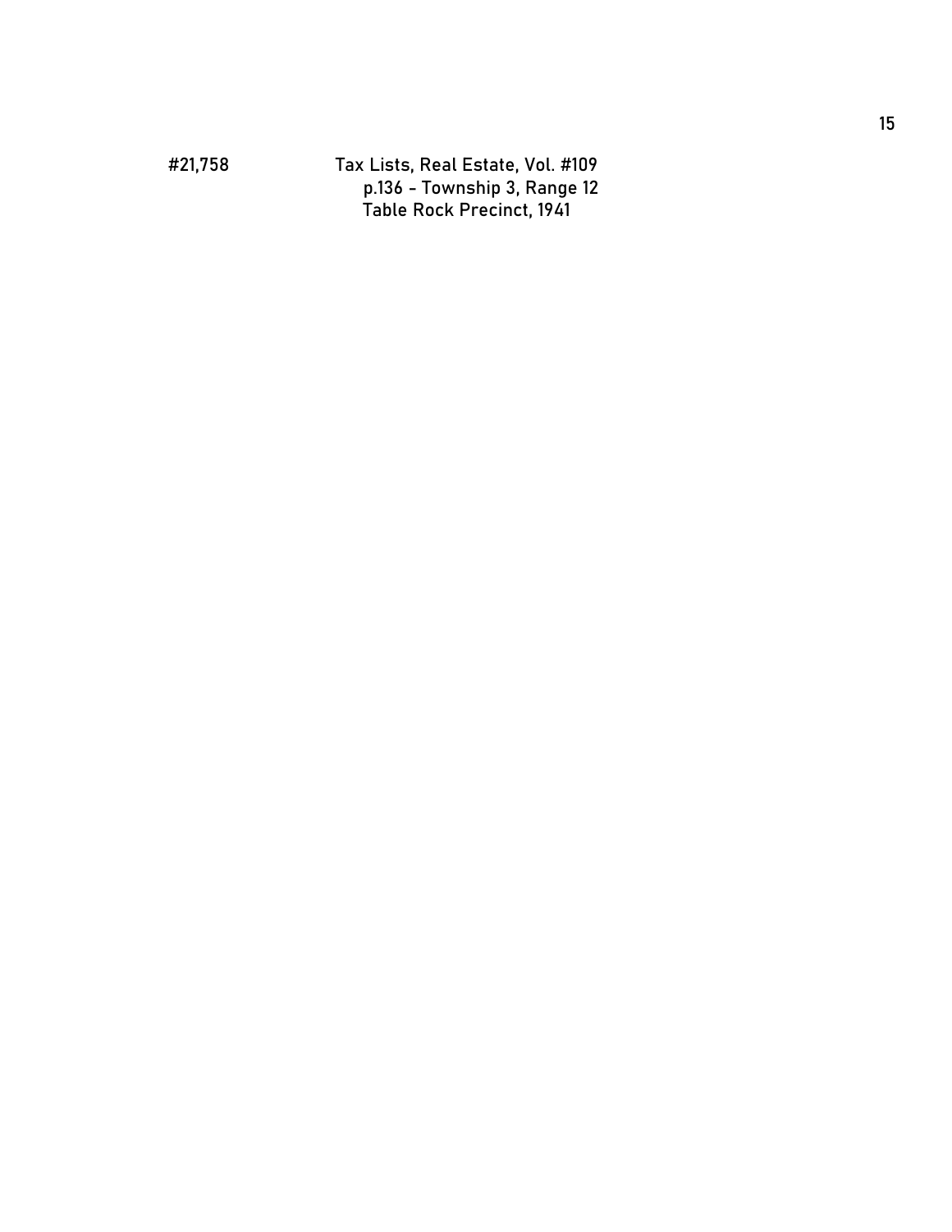#21,758 Tax Lists, Real Estate, Vol. #109
p.136 - Township 3, Range 12
Table Rock Precinct, 1941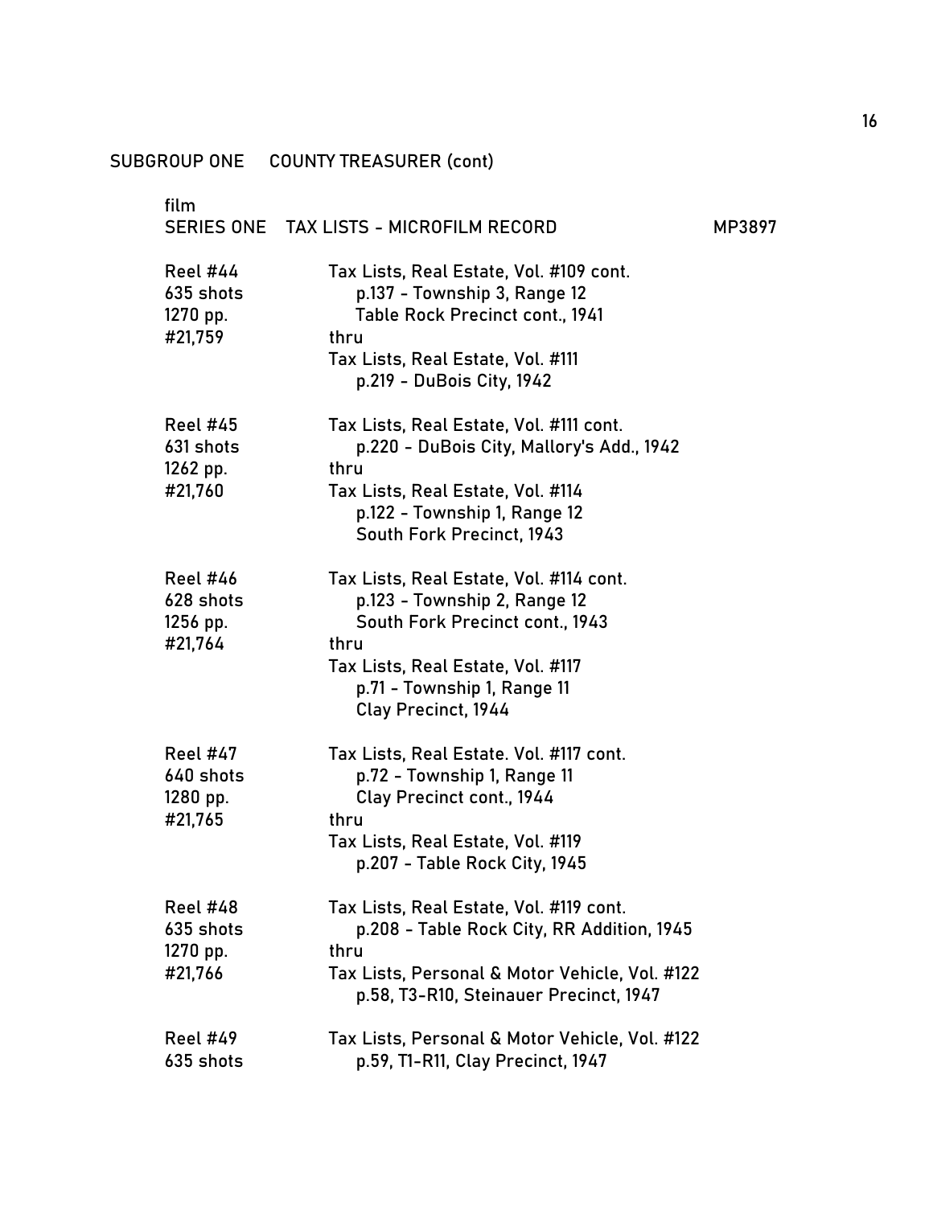SUBGROUP ONE COUNTY TREASURER (cont)

film

SERIES ONE TAX LISTS - MICROFILM RECORD MP3897

| | |
|---|---|
| Reel #44<br>635 shots<br>1270 pp.<br>#21,759 | Tax Lists, Real Estate, Vol. #109 cont.<br>p.137 - Township 3, Range 12<br>Table Rock Precinct cont., 1941<br>thru<br>Tax Lists, Real Estate, Vol. #111<br>p.219 - DuBois City, 1942 |
| Reel #45<br>631 shots<br>1262 pp.<br>#21,760 | Tax Lists, Real Estate, Vol. #111 cont.<br>p.220 - DuBois City, Mallory's Add., 1942<br>thru<br>Tax Lists, Real Estate, Vol. #114<br>p.122 - Township 1, Range 12<br>South Fork Precinct, 1943 |
| Reel #46<br>628 shots<br>1256 pp.<br>#21,764 | Tax Lists, Real Estate, Vol. #114 cont.<br>p.123 - Township 2, Range 12<br>South Fork Precinct cont., 1943<br>thru<br>Tax Lists, Real Estate, Vol. #117<br>p.71 - Township 1, Range 11<br>Clay Precinct, 1944 |
| Reel #47<br>640 shots<br>1280 pp.<br>#21,765 | Tax Lists, Real Estate. Vol. #117 cont.<br>p.72 - Township 1, Range 11<br>Clay Precinct cont., 1944<br>thru<br>Tax Lists, Real Estate, Vol. #119<br>p.207 - Table Rock City, 1945 |
| Reel #48<br>635 shots<br>1270 pp.<br>#21,766 | Tax Lists, Real Estate, Vol. #119 cont.<br>p.208 - Table Rock City, RR Addition, 1945<br>thru<br>Tax Lists, Personal & Motor Vehicle, Vol. #122<br>p.58, T3-R10, Steinauer Precinct, 1947 |
| Reel #49<br>635 shots | Tax Lists, Personal & Motor Vehicle, Vol. #122<br>p.59, T1-R11, Clay Precinct, 1947 |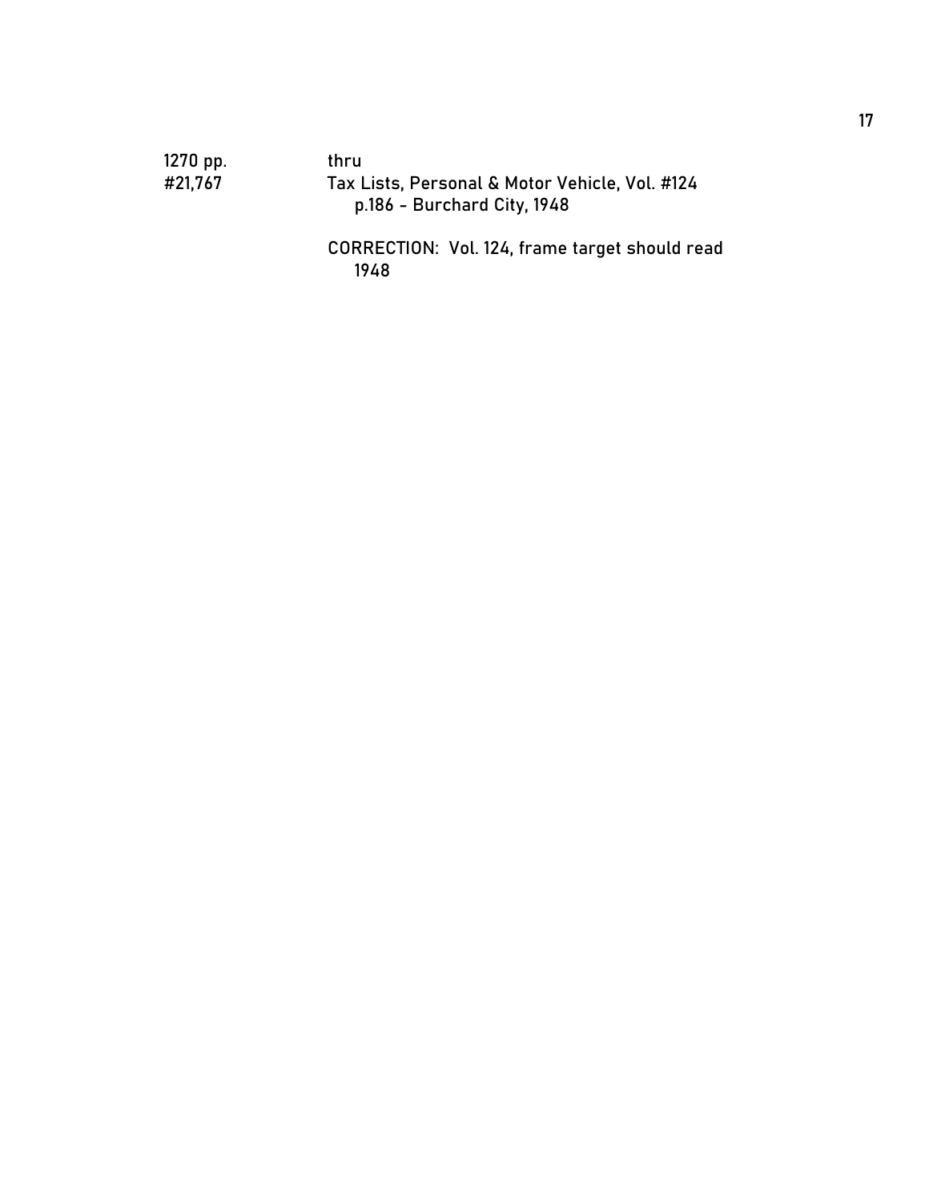1270 pp. thru
#21,767 Tax Lists, Personal & Motor Vehicle, Vol. #124
p.186 - Burchard City, 1948

CORRECTION: Vol. 124, frame target should read
1948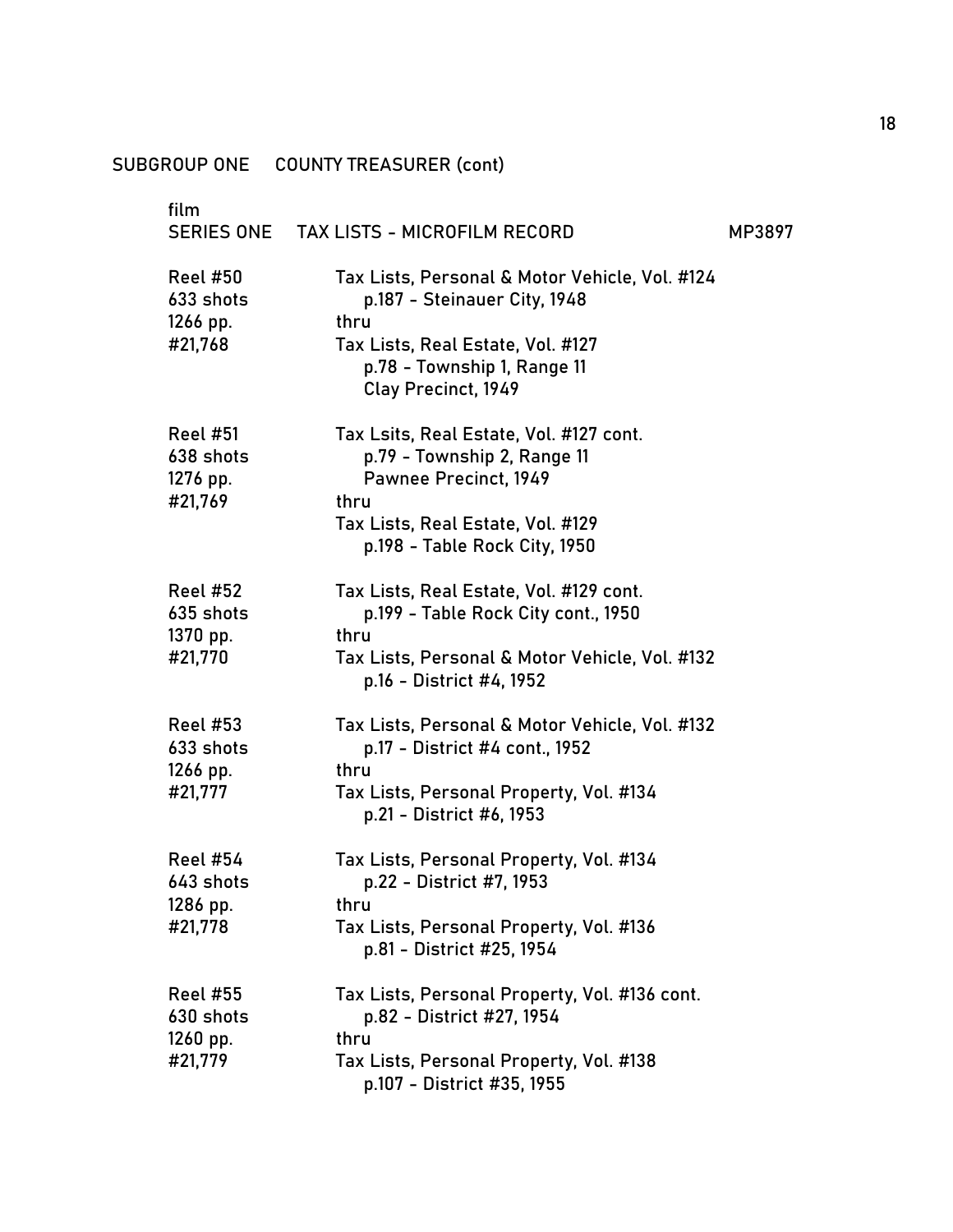SUBGROUP ONE COUNTY TREASURER (cont)

film
SERIES ONE TAX LISTS - MICROFILM RECORD MP3897

| | |
|---|---|
| Reel #50<br>633 shots<br>1266 pp.<br>#21,768 | Tax Lists, Personal & Motor Vehicle, Vol. #124<br>p.187 - Steinauer City, 1948<br>thru<br>Tax Lists, Real Estate, Vol. #127<br>p.78 - Township 1, Range 11<br>Clay Precinct, 1949 |
| Reel #51<br>638 shots<br>1276 pp.<br>#21,769 | Tax Lsits, Real Estate, Vol. #127 cont.<br>p.79 - Township 2, Range 11<br>Pawnee Precinct, 1949<br>thru<br>Tax Lists, Real Estate, Vol. #129<br>p.198 - Table Rock City, 1950 |
| Reel #52<br>635 shots<br>1370 pp.<br>#21,770 | Tax Lists, Real Estate, Vol. #129 cont.<br>p.199 - Table Rock City cont., 1950<br>thru<br>Tax Lists, Personal & Motor Vehicle, Vol. #132<br>p.16 - District #4, 1952 |
| Reel #53<br>633 shots<br>1266 pp.<br>#21,777 | Tax Lists, Personal & Motor Vehicle, Vol. #132<br>p.17 - District #4 cont., 1952<br>thru<br>Tax Lists, Personal Property, Vol. #134<br>p.21 - District #6, 1953 |
| Reel #54<br>643 shots<br>1286 pp.<br>#21,778 | Tax Lists, Personal Property, Vol. #134<br>p.22 - District #7, 1953<br>thru<br>Tax Lists, Personal Property, Vol. #136<br>p.81 - District #25, 1954 |
| Reel #55<br>630 shots<br>1260 pp.<br>#21,779 | Tax Lists, Personal Property, Vol. #136 cont.<br>p.82 - District #27, 1954<br>thru<br>Tax Lists, Personal Property, Vol. #138<br>p.107 - District #35, 1955 |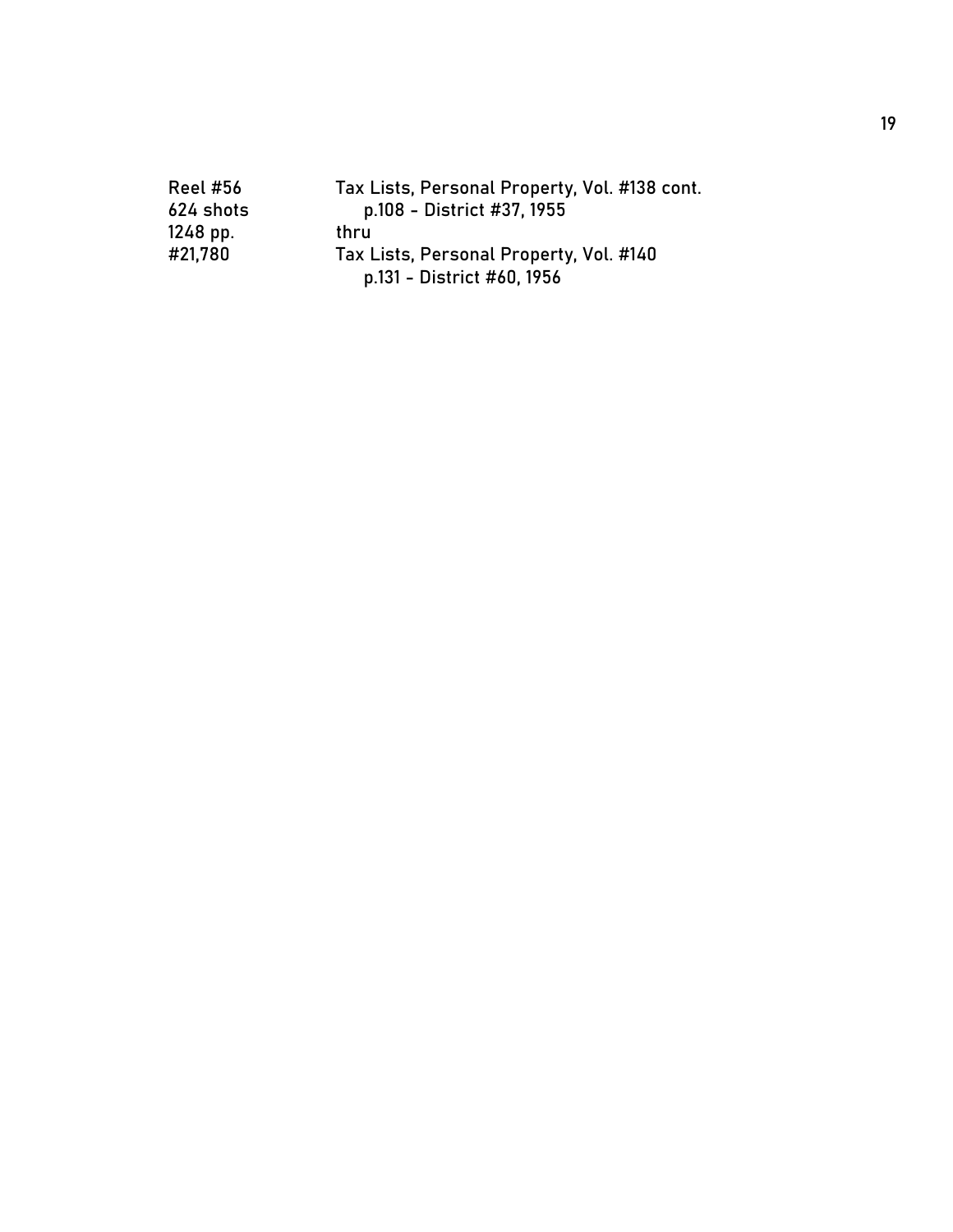| | |
|---|---|
| Reel #56 | Tax Lists, Personal Property, Vol. #138 cont. |
| 624 shots | p.108 - District #37, 1955 |
| 1248 pp. | thru |
| #21,780 | Tax Lists, Personal Property, Vol. #140 |
| | p.131 - District #60, 1956 |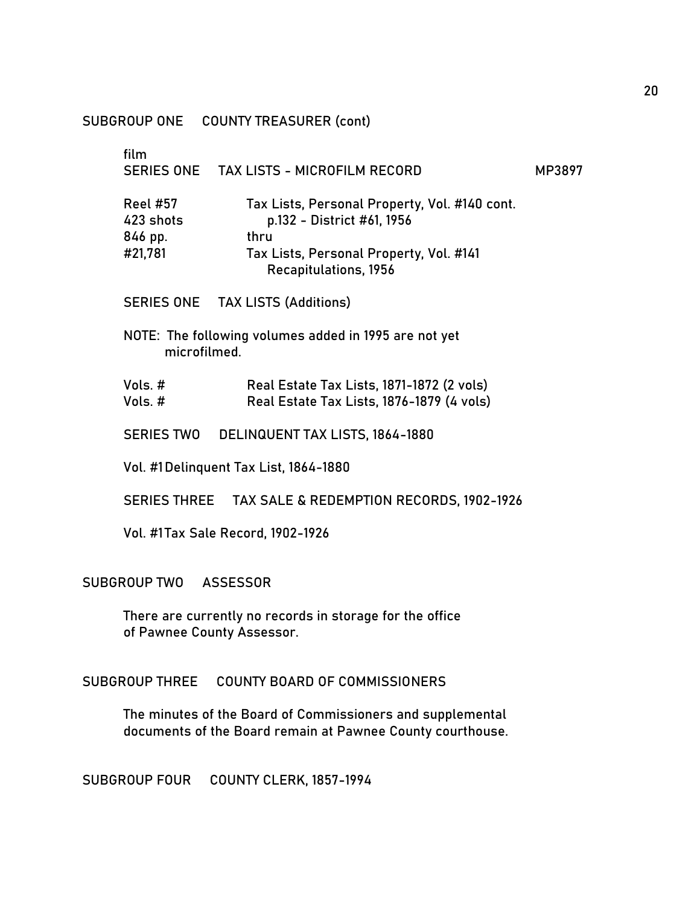## SUBGROUP ONE COUNTY TREASURER (cont)

film

### SERIES ONE TAX LISTS - MICROFILM RECORD MP3897

| | |
|---|---|
| Reel #57 | Tax Lists, Personal Property, Vol. #140 cont. |
| 423 shots | p.132 - District #61, 1956 |
| 846 pp. | thru |
| #21,781 | Tax Lists, Personal Property, Vol. #141 Recapitulations, 1956 |

### SERIES ONE TAX LISTS (Additions)

NOTE: The following volumes added in 1995 are not yet microfilmed.

| | |
|---|---|
| Vols. # | Real Estate Tax Lists, 1871-1872 (2 vols) |
| Vols. # | Real Estate Tax Lists, 1876-1879 (4 vols) |

### SERIES TWO DELINQUENT TAX LISTS, 1864-1880

Vol. #1 Delinquent Tax List, 1864-1880

### SERIES THREE TAX SALE & REDEMPTION RECORDS, 1902-1926

Vol. #1 Tax Sale Record, 1902-1926

## SUBGROUP TWO ASSESSOR

There are currently no records in storage for the office of Pawnee County Assessor.

## SUBGROUP THREE COUNTY BOARD OF COMMISSIONERS

The minutes of the Board of Commissioners and supplemental documents of the Board remain at Pawnee County courthouse.

## SUBGROUP FOUR COUNTY CLERK, 1857-1994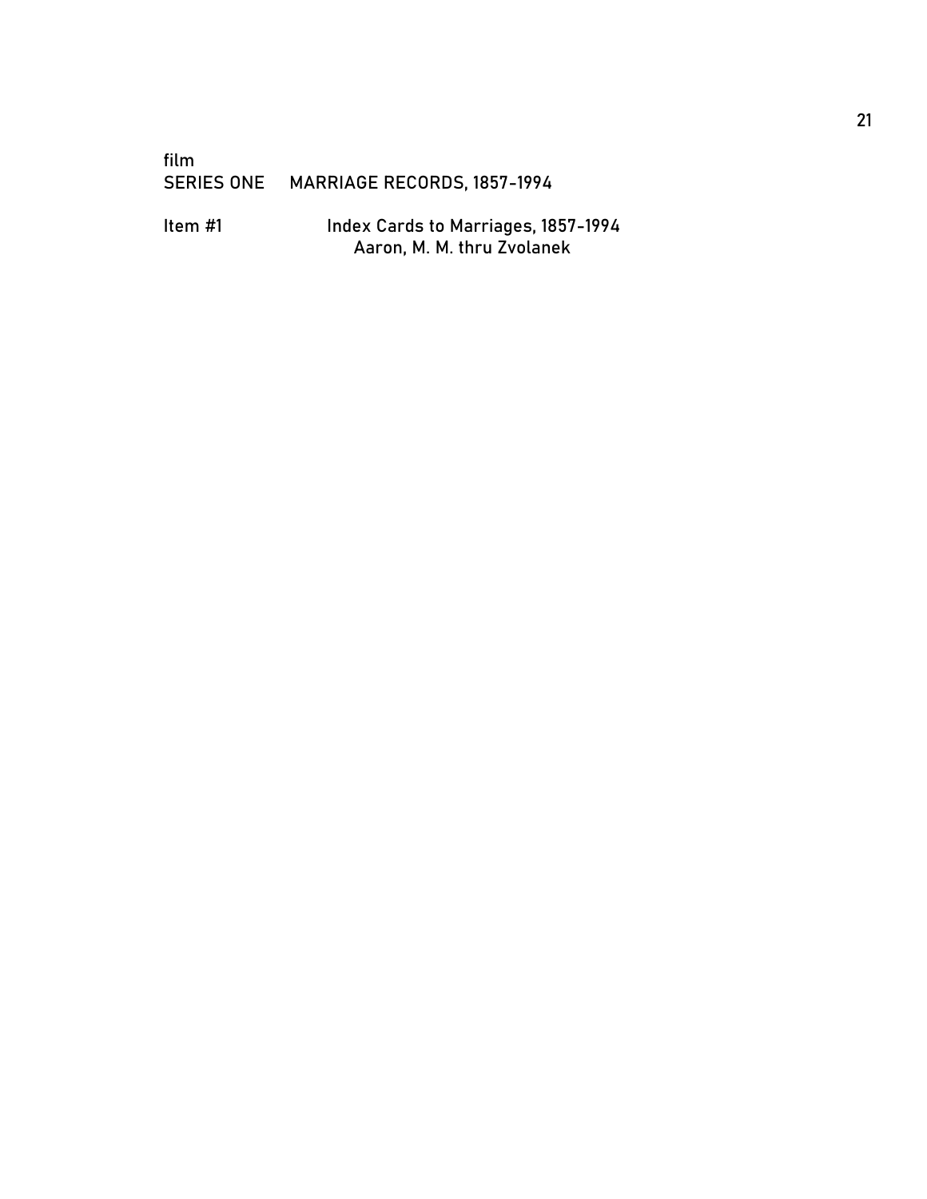film
SERIES ONE MARRIAGE RECORDS, 1857-1994

Item #1 Index Cards to Marriages, 1857-1994
Aaron, M. M. thru Zvolanek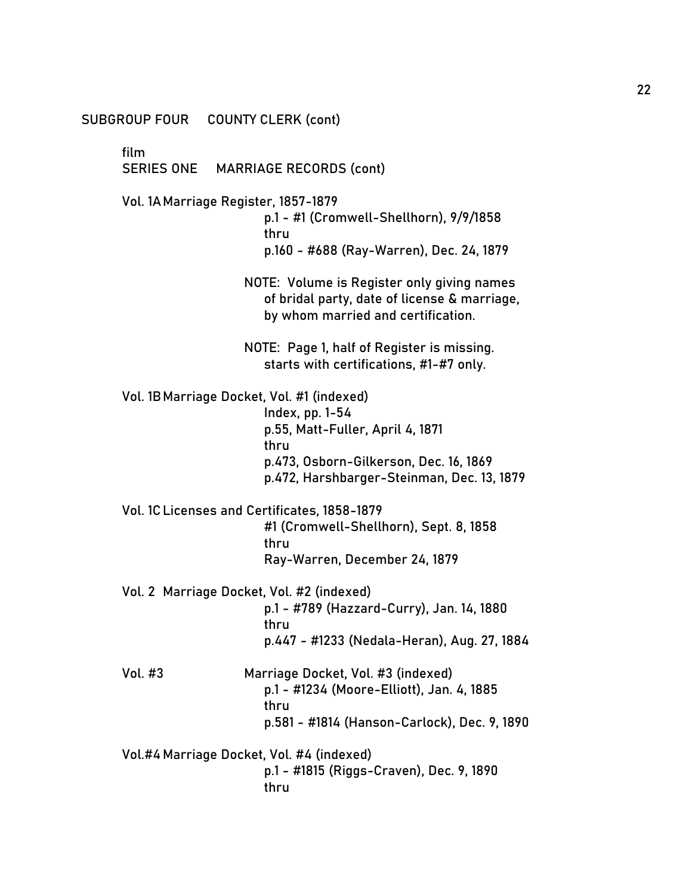SUBGROUP FOUR COUNTY CLERK (cont)

film

SERIES ONE MARRIAGE RECORDS (cont)

Vol. 1A Marriage Register, 1857-1879

p.1 - #1 (Cromwell-Shellhorn), 9/9/1858
thru
p.160 - #688 (Ray-Warren), Dec. 24, 1879

NOTE: Volume is Register only giving names of bridal party, date of license & marriage, by whom married and certification.

NOTE: Page 1, half of Register is missing. starts with certifications, #1-#7 only.

Vol. 1B Marriage Docket, Vol. #1 (indexed)

Index, pp. 1-54
p.55, Matt-Fuller, April 4, 1871
thru
p.473, Osborn-Gilkerson, Dec. 16, 1869
p.472, Harshbarger-Steinman, Dec. 13, 1879

Vol. 1C Licenses and Certificates, 1858-1879

#1 (Cromwell-Shellhorn), Sept. 8, 1858
thru
Ray-Warren, December 24, 1879

Vol. 2 Marriage Docket, Vol. #2 (indexed)

p.1 - #789 (Hazzard-Curry), Jan. 14, 1880
thru
p.447 - #1233 (Nedala-Heran), Aug. 27, 1884

Vol. #3 Marriage Docket, Vol. #3 (indexed)

p.1 - #1234 (Moore-Elliott), Jan. 4, 1885
thru
p.581 - #1814 (Hanson-Carlock), Dec. 9, 1890

Vol.#4 Marriage Docket, Vol. #4 (indexed)

p.1 - #1815 (Riggs-Craven), Dec. 9, 1890
thru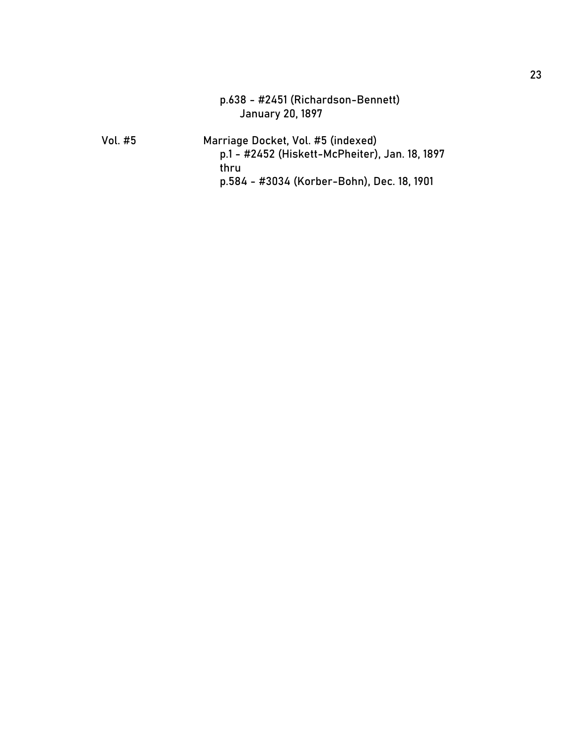p.638 - #2451 (Richardson-Bennett)
January 20, 1897

Vol. #5 Marriage Docket, Vol. #5 (indexed)
p.1 - #2452 (Hiskett-McPheiter), Jan. 18, 1897
thru
p.584 - #3034 (Korber-Bohn), Dec. 18, 1901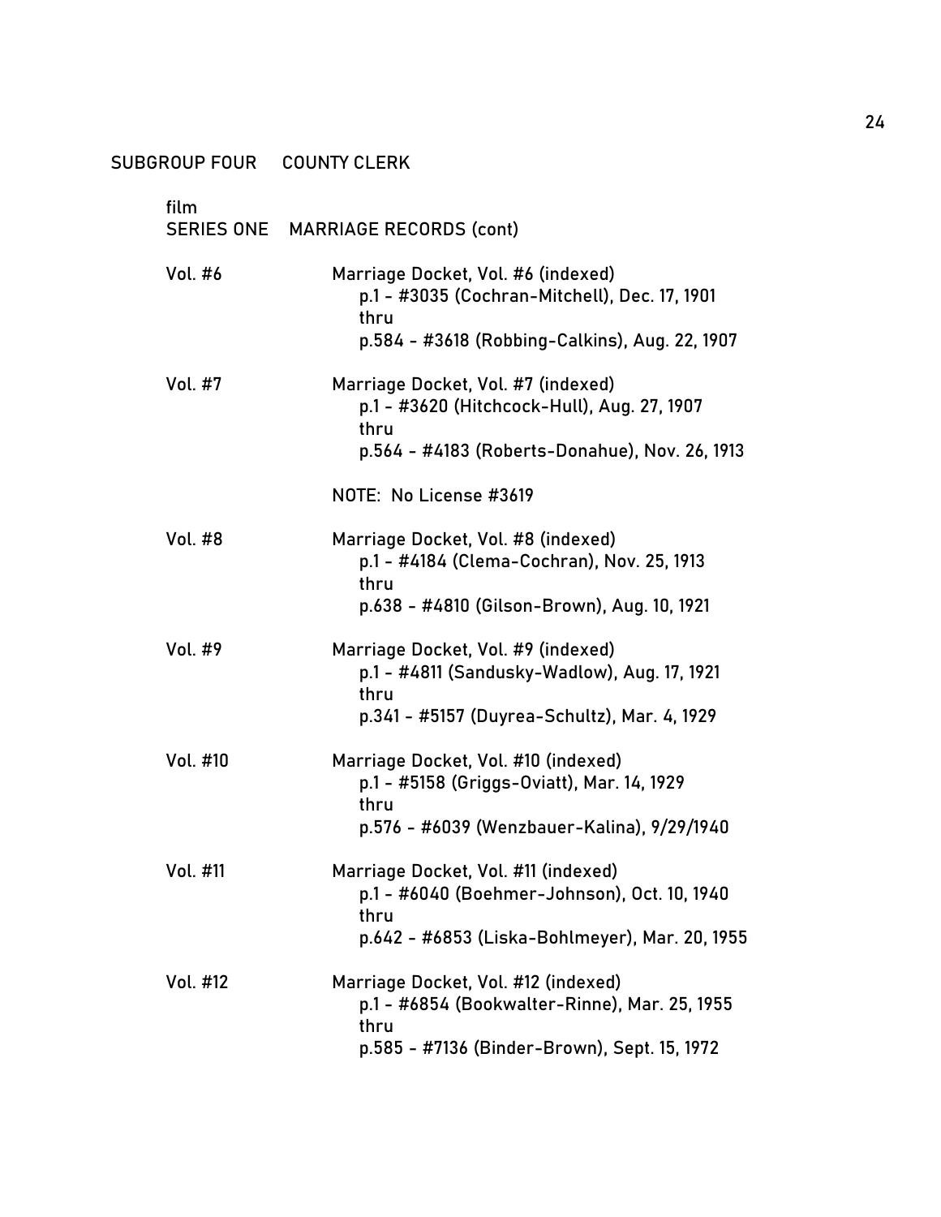## SUBGROUP FOUR COUNTY CLERK

film
### SERIES ONE MARRIAGE RECORDS (cont)

**Vol. #6**
Marriage Docket, Vol. #6 (indexed)
p.1 - #3035 (Cochran-Mitchell), Dec. 17, 1901
thru
p.584 - #3618 (Robbing-Calkins), Aug. 22, 1907

**Vol. #7**
Marriage Docket, Vol. #7 (indexed)
p.1 - #3620 (Hitchcock-Hull), Aug. 27, 1907
thru
p.564 - #4183 (Roberts-Donahue), Nov. 26, 1913

NOTE: No License #3619

**Vol. #8**
Marriage Docket, Vol. #8 (indexed)
p.1 - #4184 (Clema-Cochran), Nov. 25, 1913
thru
p.638 - #4810 (Gilson-Brown), Aug. 10, 1921

**Vol. #9**
Marriage Docket, Vol. #9 (indexed)
p.1 - #4811 (Sandusky-Wadlow), Aug. 17, 1921
thru
p.341 - #5157 (Duyrea-Schultz), Mar. 4, 1929

**Vol. #10**
Marriage Docket, Vol. #10 (indexed)
p.1 - #5158 (Griggs-Oviatt), Mar. 14, 1929
thru
p.576 - #6039 (Wenzbauer-Kalina), 9/29/1940

**Vol. #11**
Marriage Docket, Vol. #11 (indexed)
p.1 - #6040 (Boehmer-Johnson), Oct. 10, 1940
thru
p.642 - #6853 (Liska-Bohlmeyer), Mar. 20, 1955

**Vol. #12**
Marriage Docket, Vol. #12 (indexed)
p.1 - #6854 (Bookwalter-Rinne), Mar. 25, 1955
thru
p.585 - #7136 (Binder-Brown), Sept. 15, 1972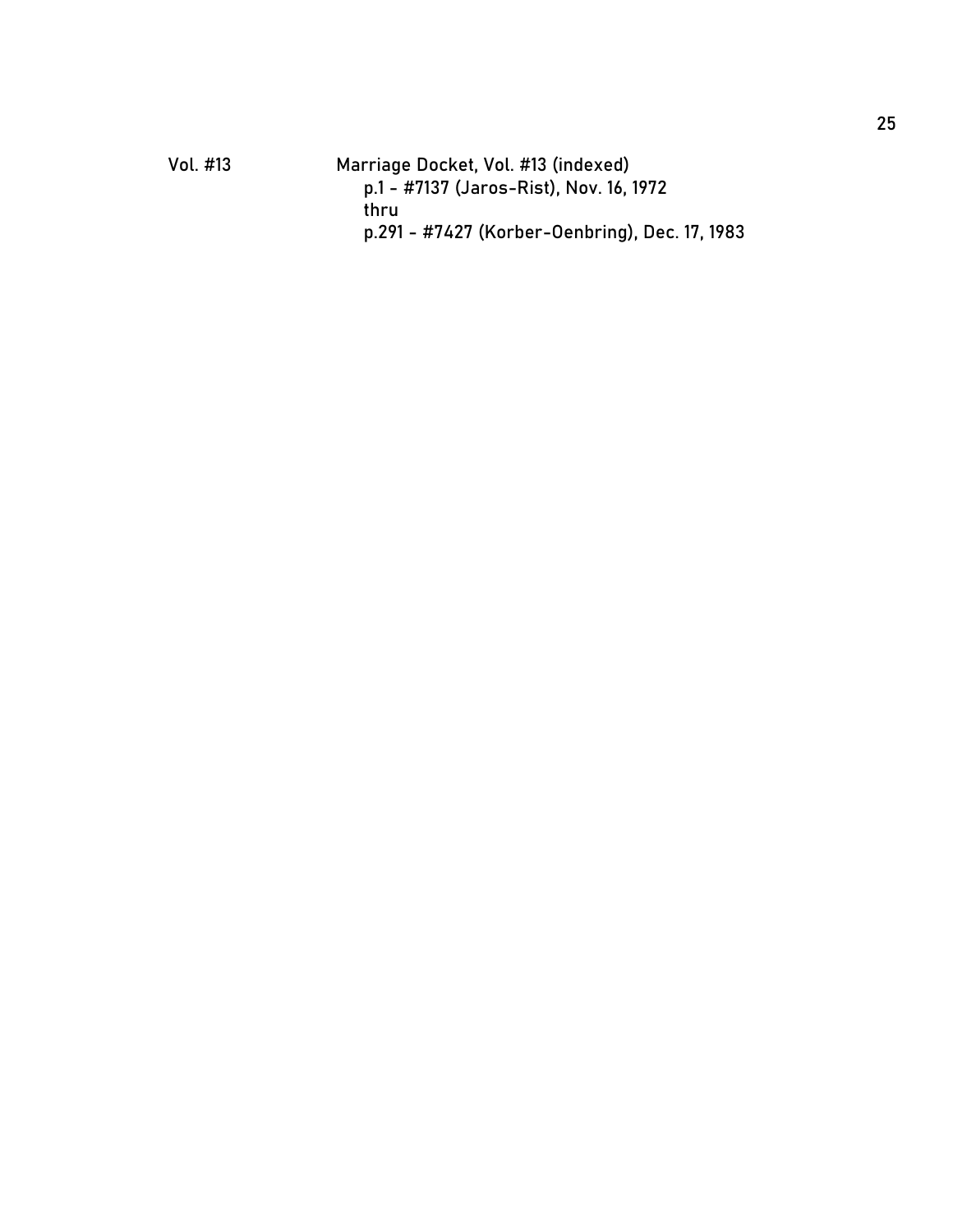Vol. #13 Marriage Docket, Vol. #13 (indexed)

p.1 - #7137 (Jaros-Rist), Nov. 16, 1972

thru

p.291 - #7427 (Korber-Oenbring), Dec. 17, 1983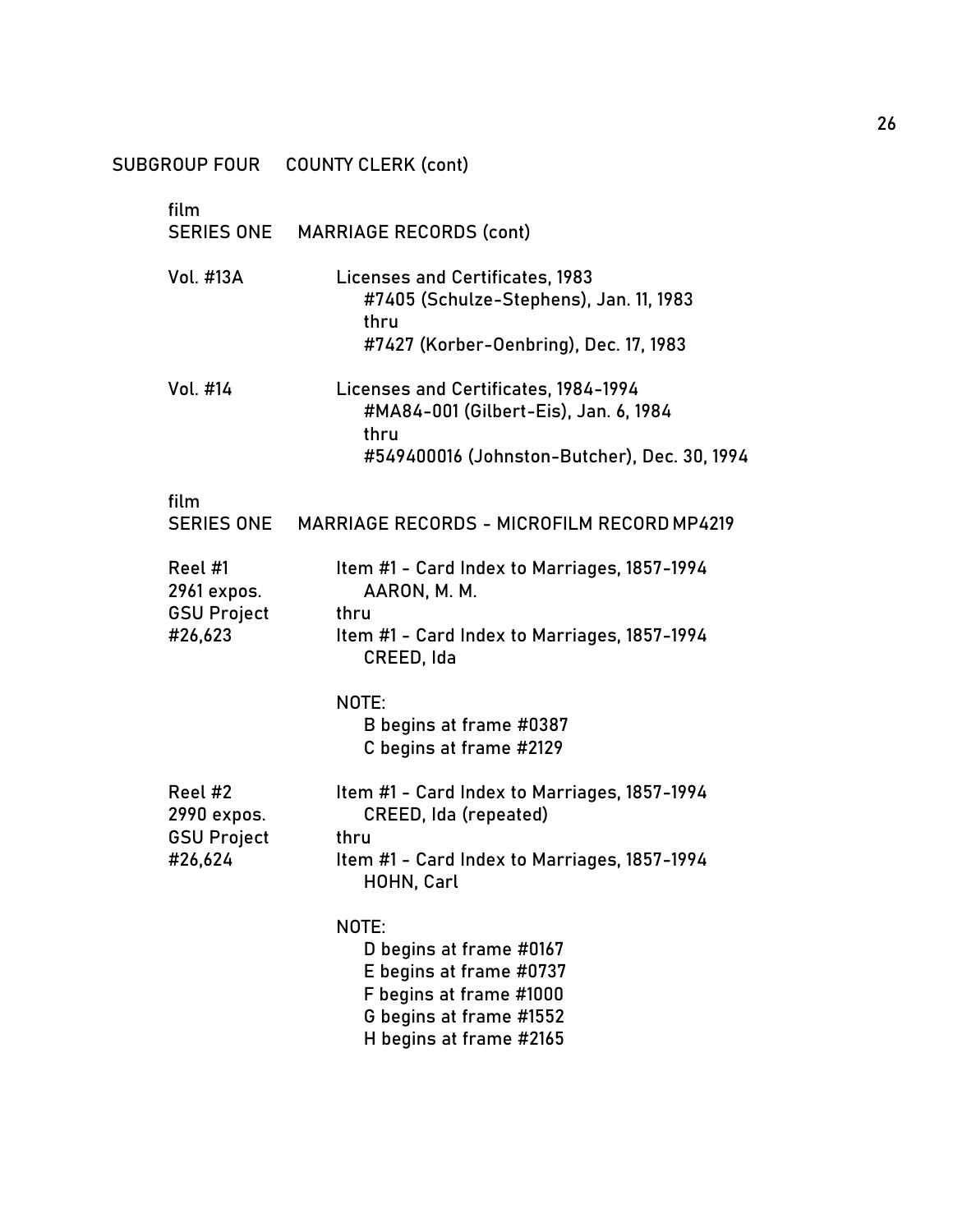SUBGROUP FOUR COUNTY CLERK (cont)

film
SERIES ONE MARRIAGE RECORDS (cont)

Vol. #13A Licenses and Certificates, 1983
#7405 (Schulze-Stephens), Jan. 11, 1983
thru
#7427 (Korber-Oenbring), Dec. 17, 1983

Vol. #14 Licenses and Certificates, 1984-1994
#MA84-001 (Gilbert-Eis), Jan. 6, 1984
thru
#549400016 (Johnston-Butcher), Dec. 30, 1994

film
SERIES ONE MARRIAGE RECORDS - MICROFILM RECORD MP4219

Reel #1
2961 expos.
GSU Project
#26,623

Item #1 - Card Index to Marriages, 1857-1994
AARON, M. M.
thru
Item #1 - Card Index to Marriages, 1857-1994
CREED, Ida

NOTE:
B begins at frame #0387
C begins at frame #2129

Reel #2
2990 expos.
GSU Project
#26,624

Item #1 - Card Index to Marriages, 1857-1994
CREED, Ida (repeated)
thru
Item #1 - Card Index to Marriages, 1857-1994
HOHN, Carl

NOTE:
D begins at frame #0167
E begins at frame #0737
F begins at frame #1000
G begins at frame #1552
H begins at frame #2165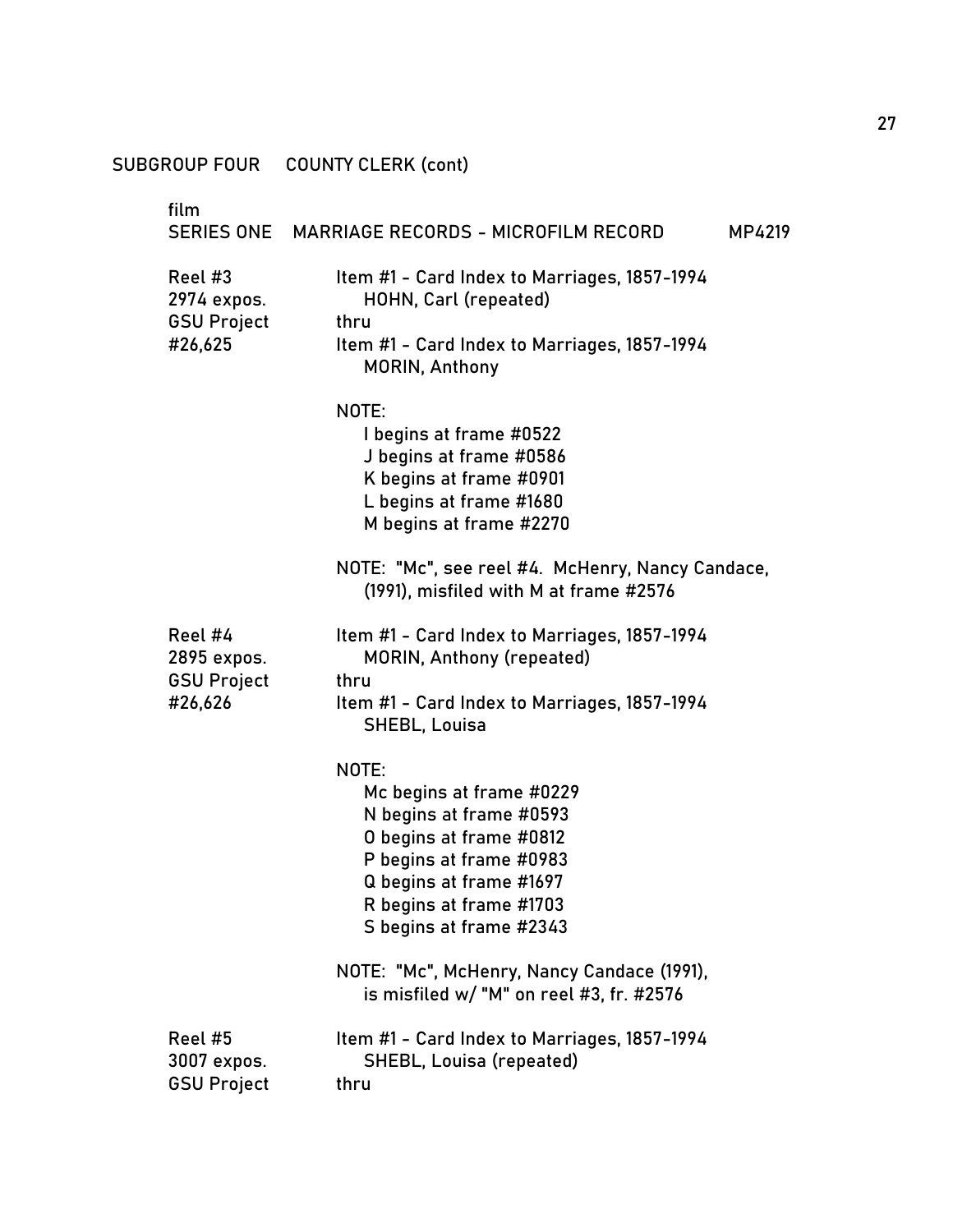SUBGROUP FOUR COUNTY CLERK (cont)

film
SERIES ONE MARRIAGE RECORDS - MICROFILM RECORD MP4219

| | |
|---|---|
| Reel #3<br>2974 expos.<br>GSU Project<br>#26,625 | Item #1 - Card Index to Marriages, 1857-1994<br>HOHN, Carl (repeated)<br>thru<br>Item #1 - Card Index to Marriages, 1857-1994<br>MORIN, Anthony<br><br>NOTE:<br>I begins at frame #0522<br>J begins at frame #0586<br>K begins at frame #0901<br>L begins at frame #1680<br>M begins at frame #2270<br><br>NOTE: "Mc", see reel #4. McHenry, Nancy Candace, (1991), misfiled with M at frame #2576 |
| Reel #4<br>2895 expos.<br>GSU Project<br>#26,626 | Item #1 - Card Index to Marriages, 1857-1994<br>MORIN, Anthony (repeated)<br>thru<br>Item #1 - Card Index to Marriages, 1857-1994<br>SHEBL, Louisa<br><br>NOTE:<br>Mc begins at frame #0229<br>N begins at frame #0593<br>O begins at frame #0812<br>P begins at frame #0983<br>Q begins at frame #1697<br>R begins at frame #1703<br>S begins at frame #2343<br><br>NOTE: "Mc", McHenry, Nancy Candace (1991), is misfiled w/ "M" on reel #3, fr. #2576 |
| Reel #5<br>3007 expos.<br>GSU Project | Item #1 - Card Index to Marriages, 1857-1994<br>SHEBL, Louisa (repeated)<br>thru |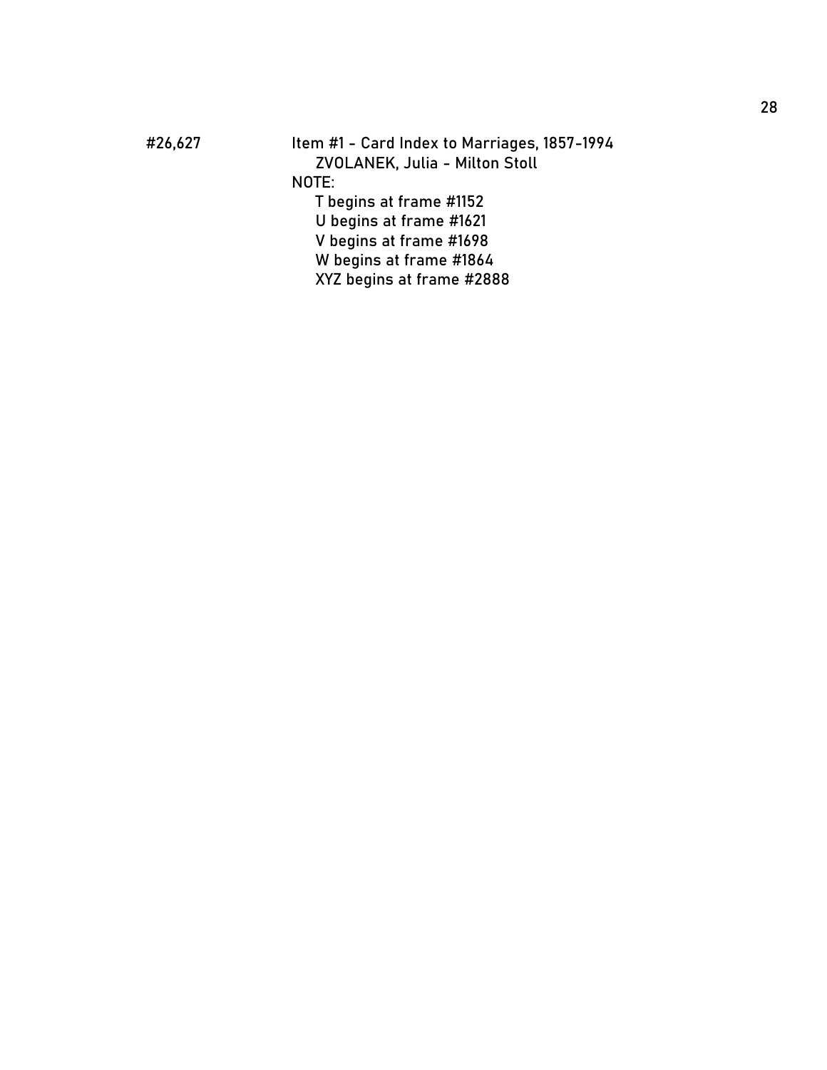| | |
|---|---|
| #26,627 | Item #1 - Card Index to Marriages, 1857-1994<br>ZVOLANEK, Julia - Milton Stoll<br>NOTE:<br>T begins at frame #1152<br>U begins at frame #1621<br>V begins at frame #1698<br>W begins at frame #1864<br>XYZ begins at frame #2888 |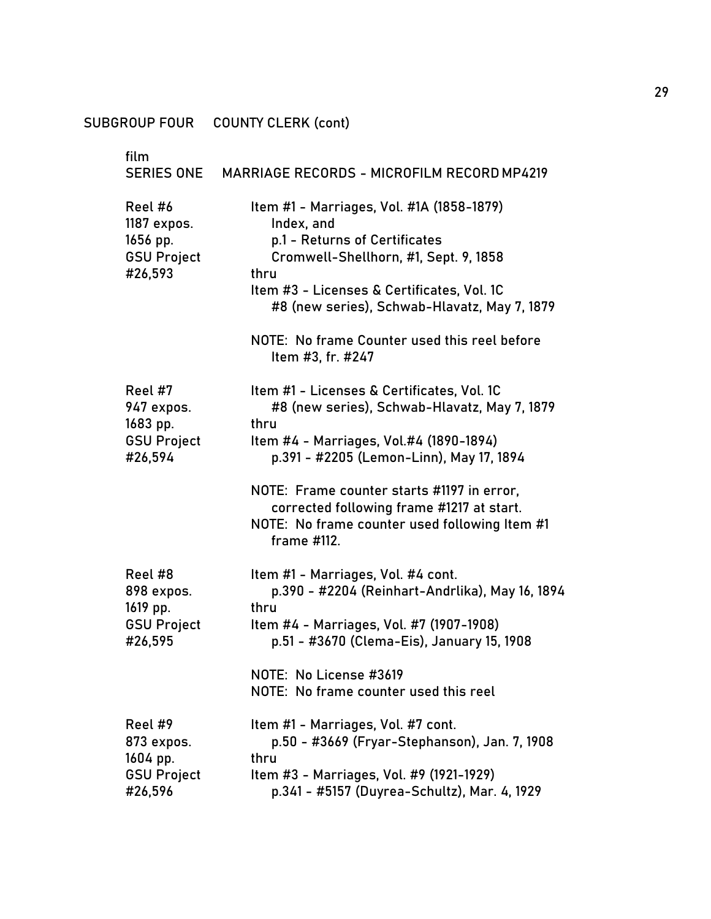SUBGROUP FOUR COUNTY CLERK (cont)

film
SERIES ONE MARRIAGE RECORDS - MICROFILM RECORD MP4219

| | |
|---|---|
| Reel #6<br>1187 expos.<br>1656 pp.<br>GSU Project<br>#26,593 | Item #1 - Marriages, Vol. #1A (1858-1879)<br>Index, and<br>p.1 - Returns of Certificates<br>Cromwell-Shellhorn, #1, Sept. 9, 1858<br>thru<br>Item #3 - Licenses & Certificates, Vol. 1C<br>#8 (new series), Schwab-Hlavatz, May 7, 1879<br><br>NOTE: No frame Counter used this reel before Item #3, fr. #247 |
| Reel #7<br>947 expos.<br>1683 pp.<br>GSU Project<br>#26,594 | Item #1 - Licenses & Certificates, Vol. 1C<br>#8 (new series), Schwab-Hlavatz, May 7, 1879<br>thru<br>Item #4 - Marriages, Vol.#4 (1890-1894)<br>p.391 - #2205 (Lemon-Linn), May 17, 1894<br><br>NOTE: Frame counter starts #1197 in error, corrected following frame #1217 at start.<br>NOTE: No frame counter used following Item #1 frame #112. |
| Reel #8<br>898 expos.<br>1619 pp.<br>GSU Project<br>#26,595 | Item #1 - Marriages, Vol. #4 cont.<br>p.390 - #2204 (Reinhart-Andrlika), May 16, 1894<br>thru<br>Item #4 - Marriages, Vol. #7 (1907-1908)<br>p.51 - #3670 (Clema-Eis), January 15, 1908<br><br>NOTE: No License #3619<br>NOTE: No frame counter used this reel |
| Reel #9<br>873 expos.<br>1604 pp.<br>GSU Project<br>#26,596 | Item #1 - Marriages, Vol. #7 cont.<br>p.50 - #3669 (Fryar-Stephanson), Jan. 7, 1908<br>thru<br>Item #3 - Marriages, Vol. #9 (1921-1929)<br>p.341 - #5157 (Duyrea-Schultz), Mar. 4, 1929 |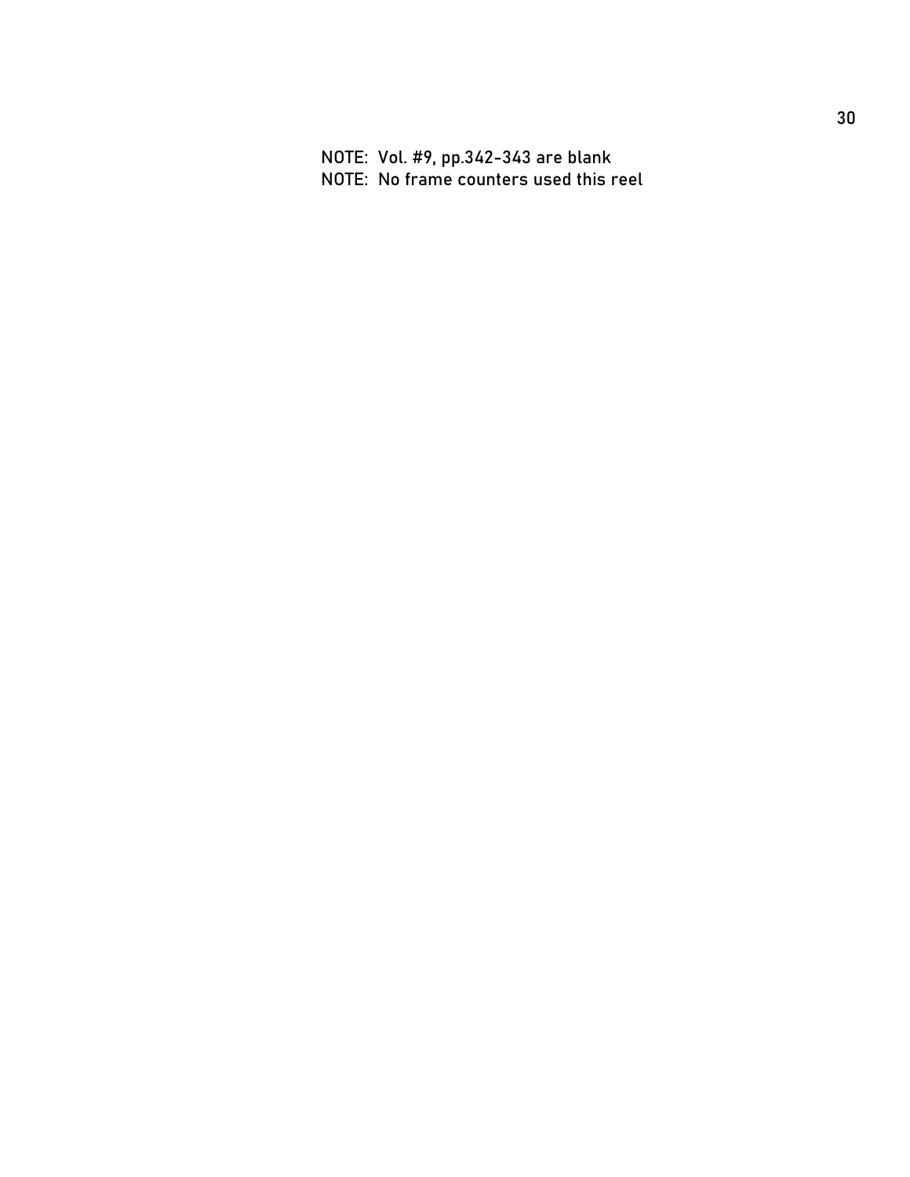NOTE: Vol. #9, pp.342-343 are blank
NOTE: No frame counters used this reel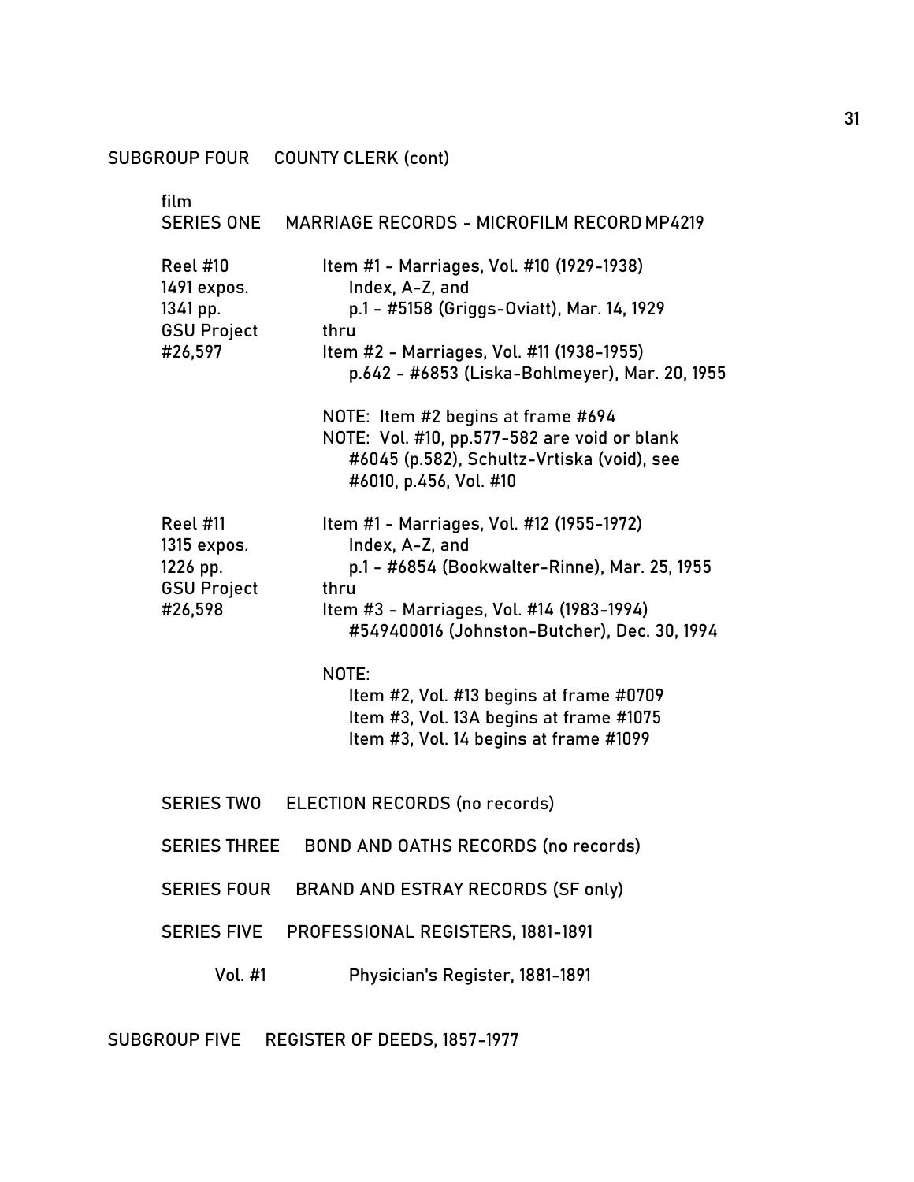SUBGROUP FOUR COUNTY CLERK (cont)

film
SERIES ONE MARRIAGE RECORDS - MICROFILM RECORD MP4219

| | |
|---|---|
| Reel #10<br>1491 expos.<br>1341 pp.<br>GSU Project<br>#26,597 | Item #1 - Marriages, Vol. #10 (1929-1938)<br>Index, A-Z, and<br>p.1 - #5158 (Griggs-Oviatt), Mar. 14, 1929<br>thru<br>Item #2 - Marriages, Vol. #11 (1938-1955)<br>p.642 - #6853 (Liska-Bohlmeyer), Mar. 20, 1955<br><br>NOTE: Item #2 begins at frame #694<br>NOTE: Vol. #10, pp.577-582 are void or blank<br>#6045 (p.582), Schultz-Vrtiska (void), see<br>#6010, p.456, Vol. #10 |
| Reel #11<br>1315 expos.<br>1226 pp.<br>GSU Project<br>#26,598 | Item #1 - Marriages, Vol. #12 (1955-1972)<br>Index, A-Z, and<br>p.1 - #6854 (Bookwalter-Rinne), Mar. 25, 1955<br>thru<br>Item #3 - Marriages, Vol. #14 (1983-1994)<br>#549400016 (Johnston-Butcher), Dec. 30, 1994<br><br>NOTE:<br>Item #2, Vol. #13 begins at frame #0709<br>Item #3, Vol. 13A begins at frame #1075<br>Item #3, Vol. 14 begins at frame #1099 |

SERIES TWO ELECTION RECORDS (no records)

SERIES THREE BOND AND OATHS RECORDS (no records)

SERIES FOUR BRAND AND ESTRAY RECORDS (SF only)

SERIES FIVE PROFESSIONAL REGISTERS, 1881-1891

Vol. #1 Physician's Register, 1881-1891

SUBGROUP FIVE REGISTER OF DEEDS, 1857-1977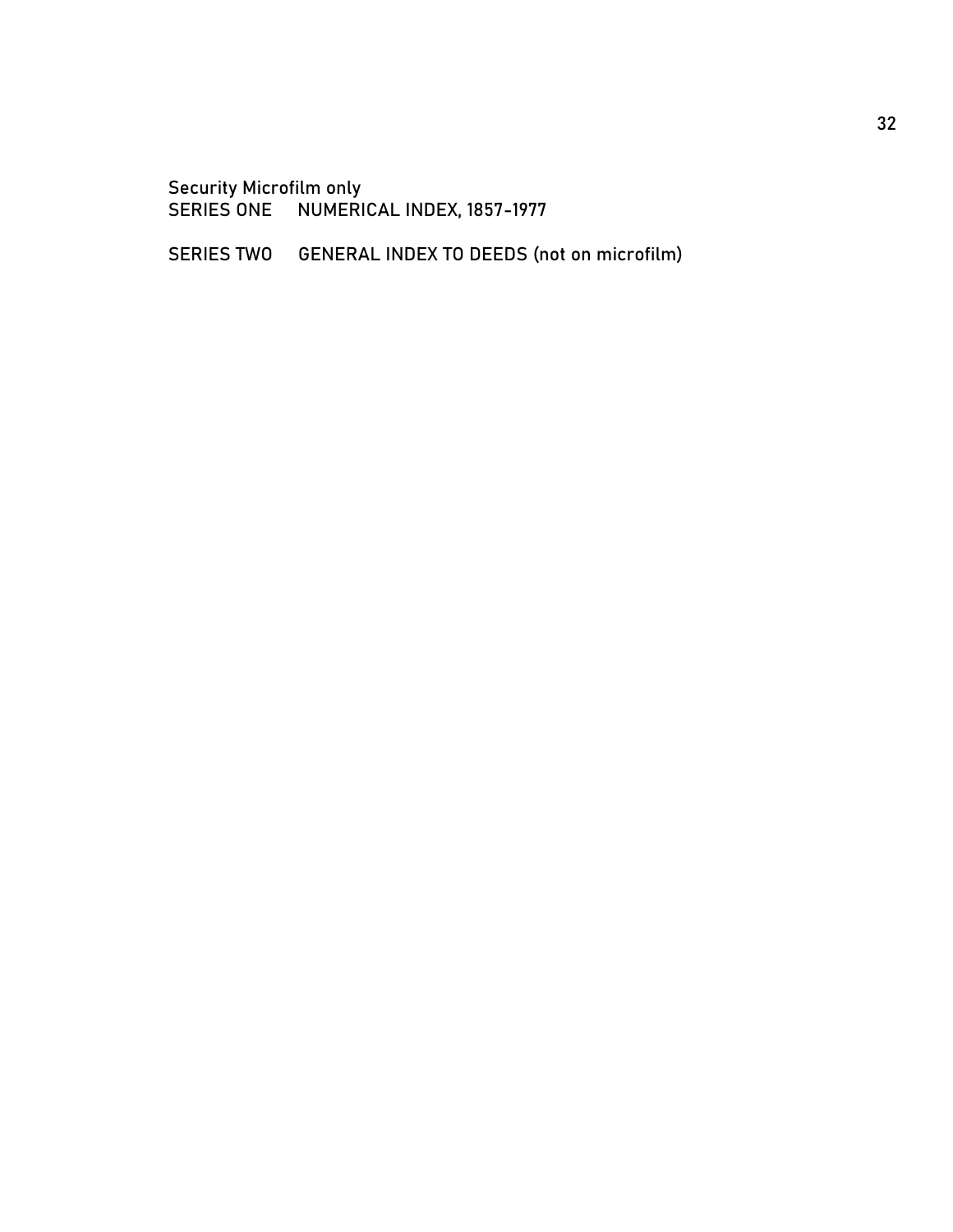Security Microfilm only

SERIES ONE NUMERICAL INDEX, 1857-1977

SERIES TWO GENERAL INDEX TO DEEDS (not on microfilm)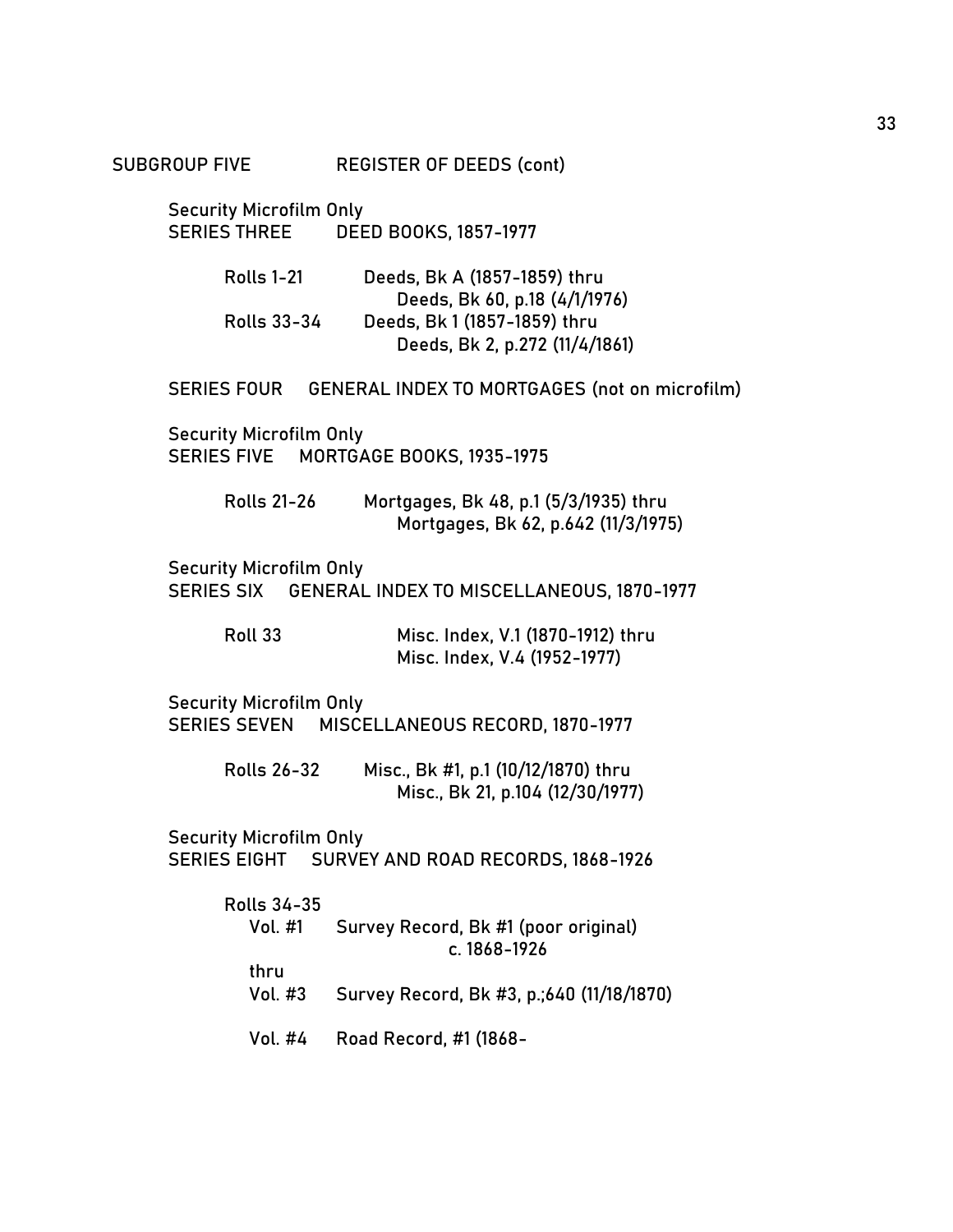SUBGROUP FIVE REGISTER OF DEEDS (cont)

Security Microfilm Only
SERIES THREE DEED BOOKS, 1857-1977

Rolls 1-21 Deeds, Bk A (1857-1859) thru
Deeds, Bk 60, p.18 (4/1/1976)
Rolls 33-34 Deeds, Bk 1 (1857-1859) thru
Deeds, Bk 2, p.272 (11/4/1861)

SERIES FOUR GENERAL INDEX TO MORTGAGES (not on microfilm)

Security Microfilm Only
SERIES FIVE MORTGAGE BOOKS, 1935-1975

Rolls 21-26 Mortgages, Bk 48, p.1 (5/3/1935) thru
Mortgages, Bk 62, p.642 (11/3/1975)

Security Microfilm Only
SERIES SIX GENERAL INDEX TO MISCELLANEOUS, 1870-1977

Roll 33 Misc. Index, V.1 (1870-1912) thru
Misc. Index, V.4 (1952-1977)

Security Microfilm Only
SERIES SEVEN MISCELLANEOUS RECORD, 1870-1977

Rolls 26-32 Misc., Bk #1, p.1 (10/12/1870) thru
Misc., Bk 21, p.104 (12/30/1977)

Security Microfilm Only
SERIES EIGHT SURVEY AND ROAD RECORDS, 1868-1926

Rolls 34-35
Vol. #1 Survey Record, Bk #1 (poor original)
c. 1868-1926
thru
Vol. #3 Survey Record, Bk #3, p.;640 (11/18/1870)

Vol. #4 Road Record, #1 (1868-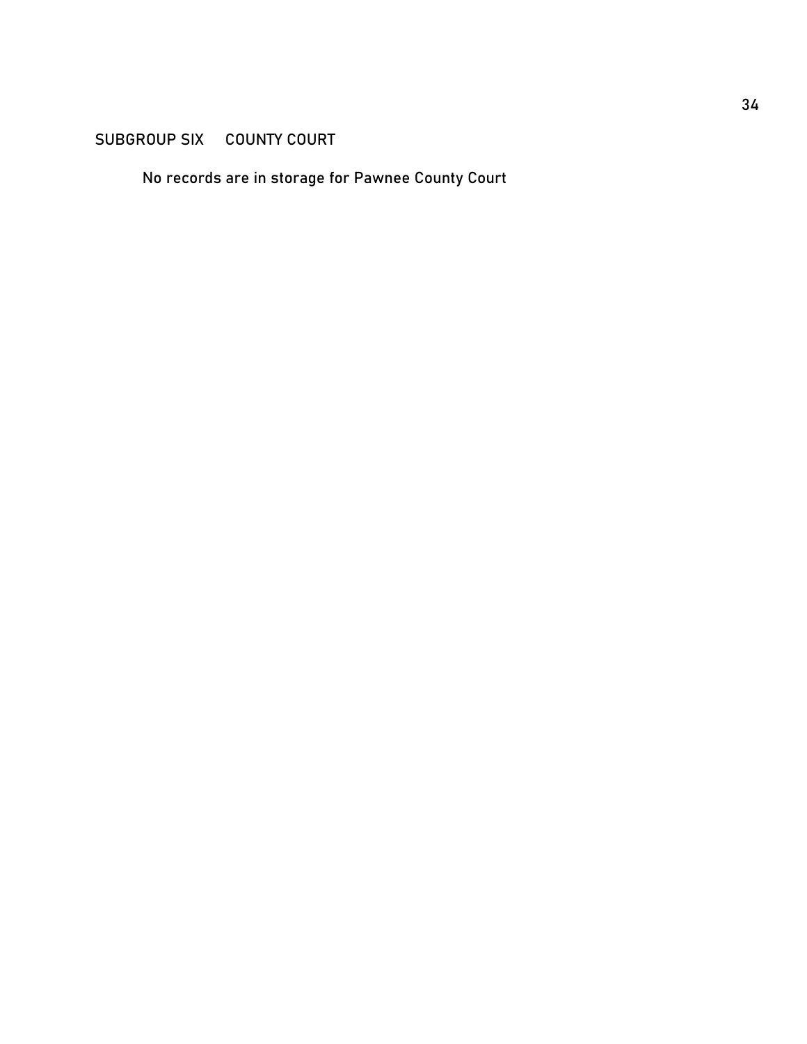## SUBGROUP SIX COUNTY COURT

No records are in storage for Pawnee County Court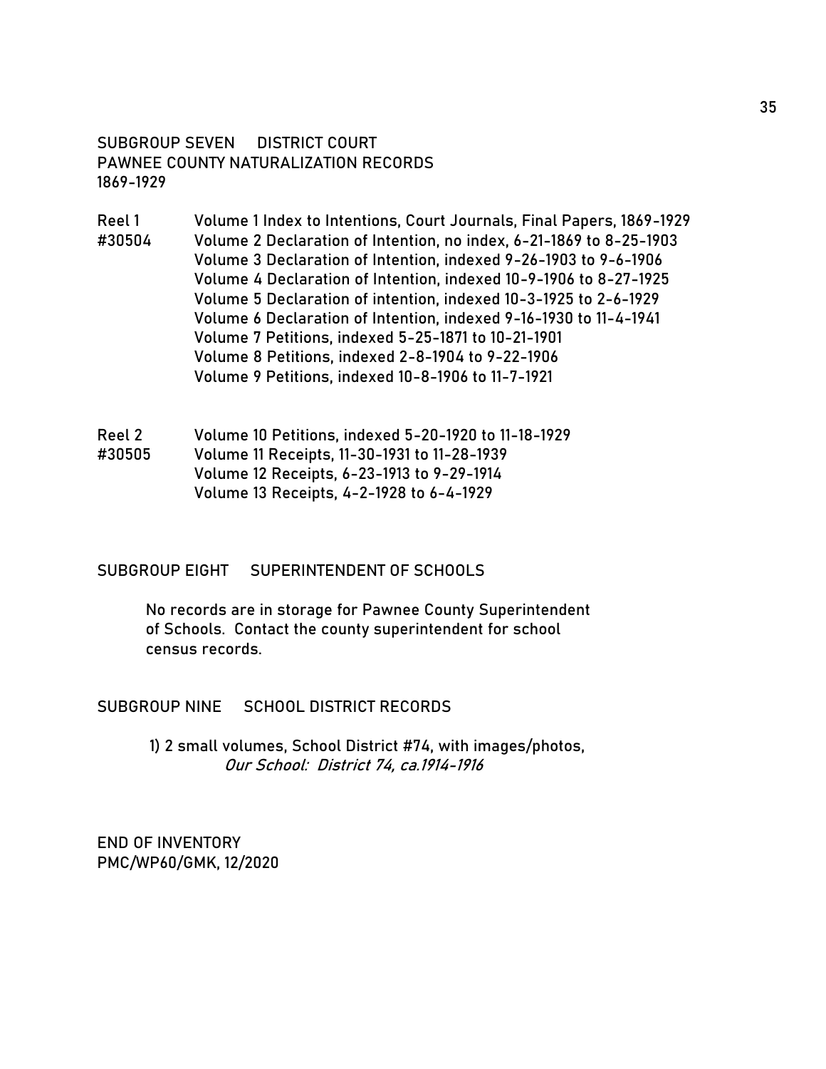SUBGROUP SEVEN DISTRICT COURT
PAWNEE COUNTY NATURALIZATION RECORDS
1869-1929

| | |
|---|---|
| Reel 1 #30504 | Volume 1 Index to Intentions, Court Journals, Final Papers, 1869-1929<br>Volume 2 Declaration of Intention, no index, 6-21-1869 to 8-25-1903<br>Volume 3 Declaration of Intention, indexed 9-26-1903 to 9-6-1906<br>Volume 4 Declaration of Intention, indexed 10-9-1906 to 8-27-1925<br>Volume 5 Declaration of intention, indexed 10-3-1925 to 2-6-1929<br>Volume 6 Declaration of Intention, indexed 9-16-1930 to 11-4-1941<br>Volume 7 Petitions, indexed 5-25-1871 to 10-21-1901<br>Volume 8 Petitions, indexed 2-8-1904 to 9-22-1906<br>Volume 9 Petitions, indexed 10-8-1906 to 11-7-1921 |
| Reel 2 #30505 | Volume 10 Petitions, indexed 5-20-1920 to 11-18-1929<br>Volume 11 Receipts, 11-30-1931 to 11-28-1939<br>Volume 12 Receipts, 6-23-1913 to 9-29-1914<br>Volume 13 Receipts, 4-2-1928 to 6-4-1929 |

SUBGROUP EIGHT SUPERINTENDENT OF SCHOOLS

No records are in storage for Pawnee County Superintendent of Schools. Contact the county superintendent for school census records.

SUBGROUP NINE SCHOOL DISTRICT RECORDS

1) 2 small volumes, School District #74, with images/photos, *Our School: District 74, ca.1914-1916*

END OF INVENTORY
PMC/WP60/GMK, 12/2020